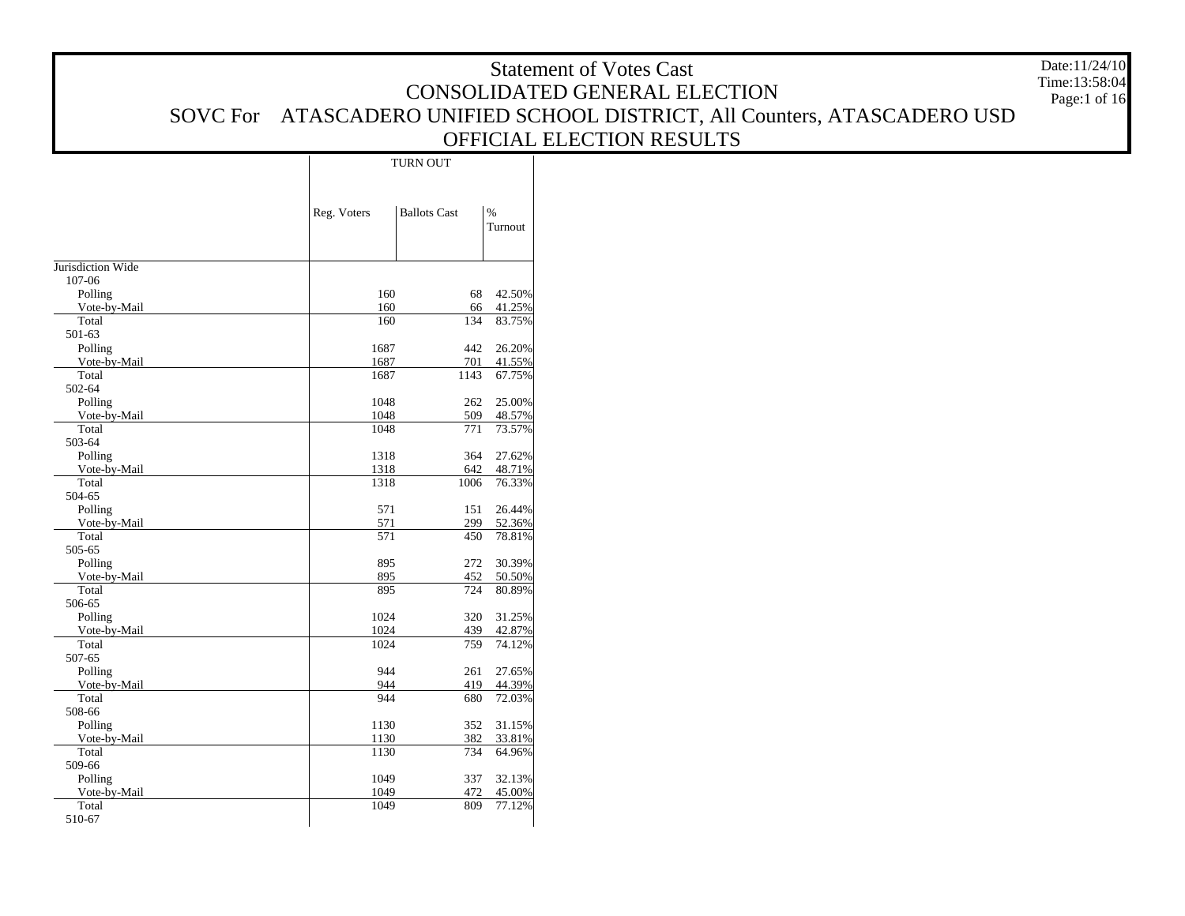# Statement of Votes Cast

## CONSOLIDATED GENERAL ELECTION

## SOVC For ATASCADERO UNIFIED SCHOOL DISTRICT, All Counters, ATASCADERO USD

## OFFICIAL ELECTION RESULTS

Date:11/24/10
Time:13:58:04

| | TURN OUT | | |
|---|---|---|---|
| | Reg. Voters | Ballots Cast | % Turnout |
| Jurisdiction Wide | | | |
| 107-06 | | | |
| Polling | 160 | 68 | 42.50% |
| Vote-by-Mail | 160 | 66 | 41.25% |
| Total | 160 | 134 | 83.75% |
| 501-63 | | | |
| Polling | 1687 | 442 | 26.20% |
| Vote-by-Mail | 1687 | 701 | 41.55% |
| Total | 1687 | 1143 | 67.75% |
| 502-64 | | | |
| Polling | 1048 | 262 | 25.00% |
| Vote-by-Mail | 1048 | 509 | 48.57% |
| Total | 1048 | 771 | 73.57% |
| 503-64 | | | |
| Polling | 1318 | 364 | 27.62% |
| Vote-by-Mail | 1318 | 642 | 48.71% |
| Total | 1318 | 1006 | 76.33% |
| 504-65 | | | |
| Polling | 571 | 151 | 26.44% |
| Vote-by-Mail | 571 | 299 | 52.36% |
| Total | 571 | 450 | 78.81% |
| 505-65 | | | |
| Polling | 895 | 272 | 30.39% |
| Vote-by-Mail | 895 | 452 | 50.50% |
| Total | 895 | 724 | 80.89% |
| 506-65 | | | |
| Polling | 1024 | 320 | 31.25% |
| Vote-by-Mail | 1024 | 439 | 42.87% |
| Total | 1024 | 759 | 74.12% |
| 507-65 | | | |
| Polling | 944 | 261 | 27.65% |
| Vote-by-Mail | 944 | 419 | 44.39% |
| Total | 944 | 680 | 72.03% |
| 508-66 | | | |
| Polling | 1130 | 352 | 31.15% |
| Vote-by-Mail | 1130 | 382 | 33.81% |
| Total | 1130 | 734 | 64.96% |
| 509-66 | | | |
| Polling | 1049 | 337 | 32.13% |
| Vote-by-Mail | 1049 | 472 | 45.00% |
| Total | 1049 | 809 | 77.12% |
| 510-67 | | | |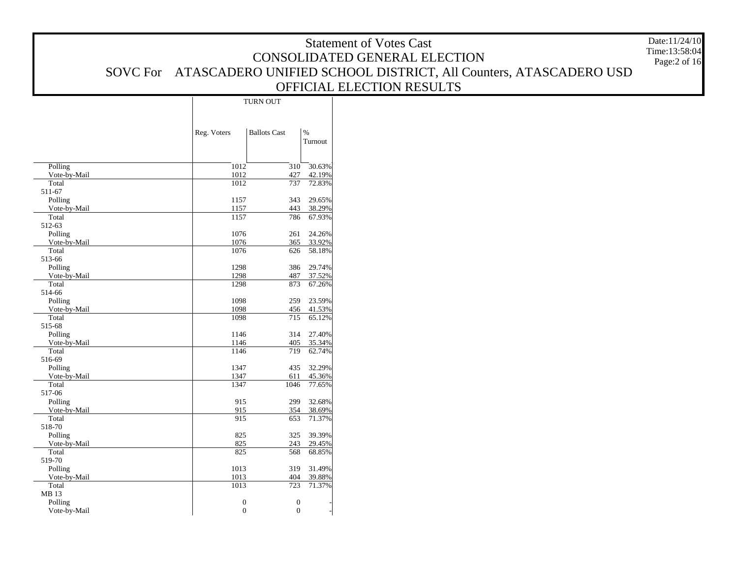# Statement of Votes Cast

## CONSOLIDATED GENERAL ELECTION

## SOVC For ATASCADERO UNIFIED SCHOOL DISTRICT, All Counters, ATASCADERO USD

## OFFICIAL ELECTION RESULTS

Date:11/24/10
Time:13:58:04

| | TURN OUT | | |
|---|---|---|---|
| | Reg. Voters | Ballots Cast | % Turnout |
| Polling | 1012 | 310 | 30.63% |
| Vote-by-Mail | 1012 | 427 | 42.19% |
| Total | 1012 | 737 | 72.83% |
| 511-67 | | | |
| Polling | 1157 | 343 | 29.65% |
| Vote-by-Mail | 1157 | 443 | 38.29% |
| Total | 1157 | 786 | 67.93% |
| 512-63 | | | |
| Polling | 1076 | 261 | 24.26% |
| Vote-by-Mail | 1076 | 365 | 33.92% |
| Total | 1076 | 626 | 58.18% |
| 513-66 | | | |
| Polling | 1298 | 386 | 29.74% |
| Vote-by-Mail | 1298 | 487 | 37.52% |
| Total | 1298 | 873 | 67.26% |
| 514-66 | | | |
| Polling | 1098 | 259 | 23.59% |
| Vote-by-Mail | 1098 | 456 | 41.53% |
| Total | 1098 | 715 | 65.12% |
| 515-68 | | | |
| Polling | 1146 | 314 | 27.40% |
| Vote-by-Mail | 1146 | 405 | 35.34% |
| Total | 1146 | 719 | 62.74% |
| 516-69 | | | |
| Polling | 1347 | 435 | 32.29% |
| Vote-by-Mail | 1347 | 611 | 45.36% |
| Total | 1347 | 1046 | 77.65% |
| 517-06 | | | |
| Polling | 915 | 299 | 32.68% |
| Vote-by-Mail | 915 | 354 | 38.69% |
| Total | 915 | 653 | 71.37% |
| 518-70 | | | |
| Polling | 825 | 325 | 39.39% |
| Vote-by-Mail | 825 | 243 | 29.45% |
| Total | 825 | 568 | 68.85% |
| 519-70 | | | |
| Polling | 1013 | 319 | 31.49% |
| Vote-by-Mail | 1013 | 404 | 39.88% |
| Total | 1013 | 723 | 71.37% |
| MB 13 | | | |
| Polling | 0 | 0 | - |
| Vote-by-Mail | 0 | 0 | - |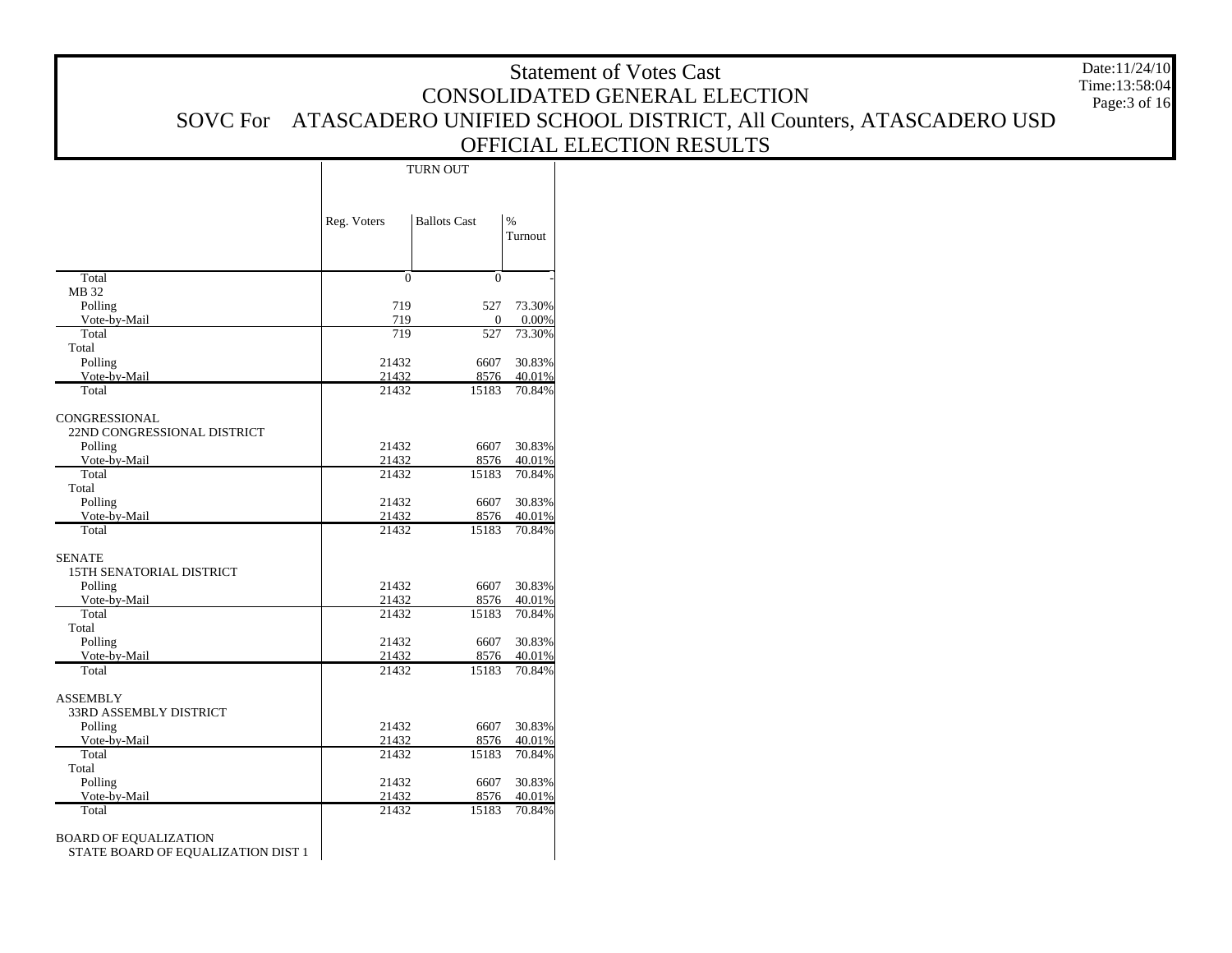# Statement of Votes Cast

## CONSOLIDATED GENERAL ELECTION

## SOVC For ATASCADERO UNIFIED SCHOOL DISTRICT, All Counters, ATASCADERO USD

## OFFICIAL ELECTION RESULTS

Date:11/24/10
Time:13:58:04

| | TURN OUT | | |
|---|---|---|---|
| | Reg. Voters | Ballots Cast | % Turnout |
| Total | 0 | 0 | - |
| MB 32 | | | |
| Polling | 719 | 527 | 73.30% |
| Vote-by-Mail | 719 | 0 | 0.00% |
| Total | 719 | 527 | 73.30% |
| Total | | | |
| Polling | 21432 | 6607 | 30.83% |
| Vote-by-Mail | 21432 | 8576 | 40.01% |
| Total | 21432 | 15183 | 70.84% |
| CONGRESSIONAL | | | |
| 22ND CONGRESSIONAL DISTRICT | | | |
| Polling | 21432 | 6607 | 30.83% |
| Vote-by-Mail | 21432 | 8576 | 40.01% |
| Total | 21432 | 15183 | 70.84% |
| Total | | | |
| Polling | 21432 | 6607 | 30.83% |
| Vote-by-Mail | 21432 | 8576 | 40.01% |
| Total | 21432 | 15183 | 70.84% |
| SENATE | | | |
| 15TH SENATORIAL DISTRICT | | | |
| Polling | 21432 | 6607 | 30.83% |
| Vote-by-Mail | 21432 | 8576 | 40.01% |
| Total | 21432 | 15183 | 70.84% |
| Total | | | |
| Polling | 21432 | 6607 | 30.83% |
| Vote-by-Mail | 21432 | 8576 | 40.01% |
| Total | 21432 | 15183 | 70.84% |
| ASSEMBLY | | | |
| 33RD ASSEMBLY DISTRICT | | | |
| Polling | 21432 | 6607 | 30.83% |
| Vote-by-Mail | 21432 | 8576 | 40.01% |
| Total | 21432 | 15183 | 70.84% |
| Total | | | |
| Polling | 21432 | 6607 | 30.83% |
| Vote-by-Mail | 21432 | 8576 | 40.01% |
| Total | 21432 | 15183 | 70.84% |
| BOARD OF EQUALIZATION | | | |
| STATE BOARD OF EQUALIZATION DIST 1 | | | |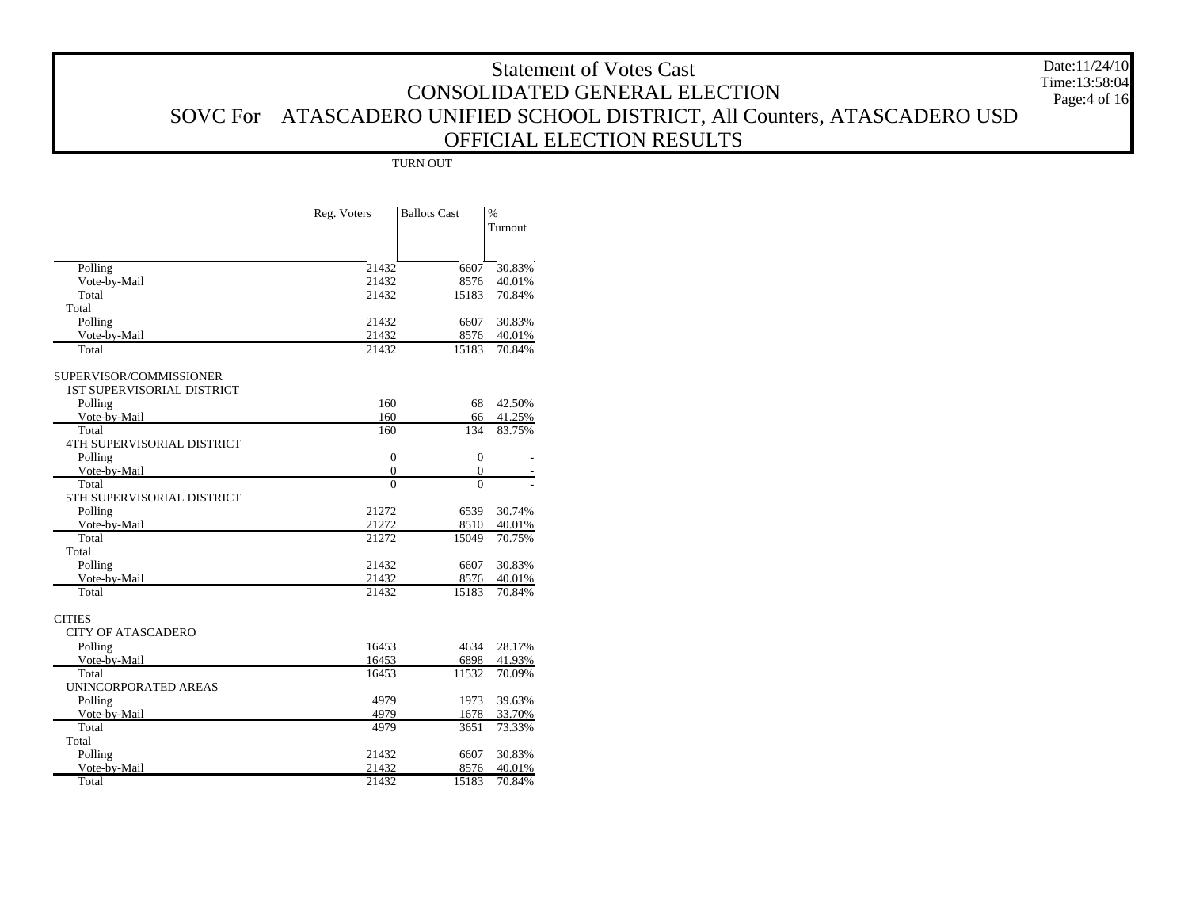# Statement of Votes Cast
## CONSOLIDATED GENERAL ELECTION
## SOVC For ATASCADERO UNIFIED SCHOOL DISTRICT, All Counters, ATASCADERO USD
## OFFICIAL ELECTION RESULTS

Date:11/24/10
Time:13:58:04

| | TURN OUT | | |
|---|---|---|---|
| | Reg. Voters | Ballots Cast | % Turnout |
| Polling | 21432 | 6607 | 30.83% |
| Vote-by-Mail | 21432 | 8576 | 40.01% |
| Total | 21432 | 15183 | 70.84% |
| Total | | | |
| Polling | 21432 | 6607 | 30.83% |
| Vote-by-Mail | 21432 | 8576 | 40.01% |
| Total | 21432 | 15183 | 70.84% |
| SUPERVISOR/COMMISSIONER | | | |
| 1ST SUPERVISORIAL DISTRICT | | | |
| Polling | 160 | 68 | 42.50% |
| Vote-by-Mail | 160 | 66 | 41.25% |
| Total | 160 | 134 | 83.75% |
| 4TH SUPERVISORIAL DISTRICT | | | |
| Polling | 0 | 0 | - |
| Vote-by-Mail | 0 | 0 | - |
| Total | 0 | 0 | - |
| 5TH SUPERVISORIAL DISTRICT | | | |
| Polling | 21272 | 6539 | 30.74% |
| Vote-by-Mail | 21272 | 8510 | 40.01% |
| Total | 21272 | 15049 | 70.75% |
| Total | | | |
| Polling | 21432 | 6607 | 30.83% |
| Vote-by-Mail | 21432 | 8576 | 40.01% |
| Total | 21432 | 15183 | 70.84% |
| CITIES | | | |
| CITY OF ATASCADERO | | | |
| Polling | 16453 | 4634 | 28.17% |
| Vote-by-Mail | 16453 | 6898 | 41.93% |
| Total | 16453 | 11532 | 70.09% |
| UNINCORPORATED AREAS | | | |
| Polling | 4979 | 1973 | 39.63% |
| Vote-by-Mail | 4979 | 1678 | 33.70% |
| Total | 4979 | 3651 | 73.33% |
| Total | | | |
| Polling | 21432 | 6607 | 30.83% |
| Vote-by-Mail | 21432 | 8576 | 40.01% |
| Total | 21432 | 15183 | 70.84% |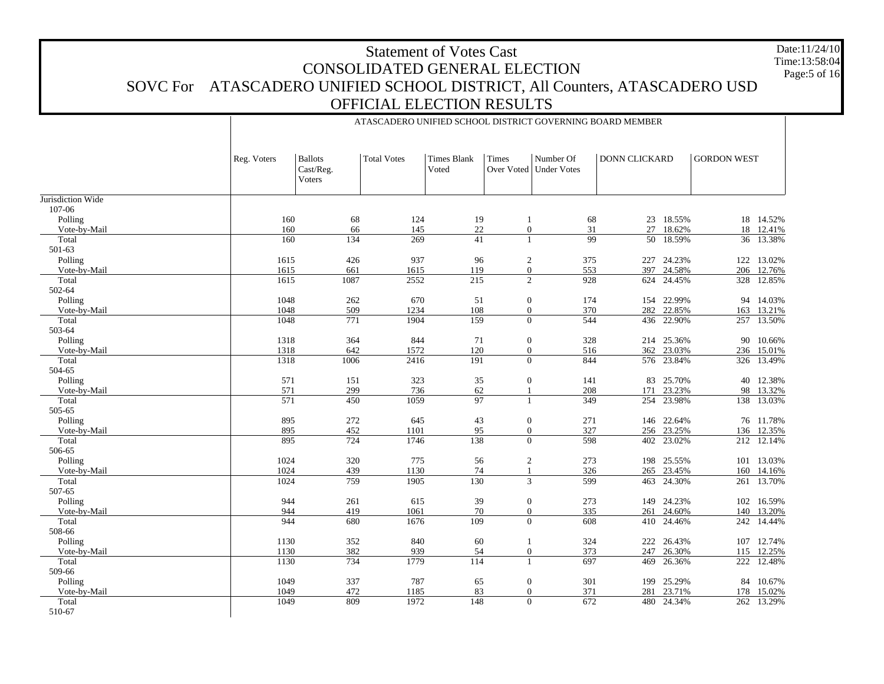# Statement of Votes Cast
## CONSOLIDATED GENERAL ELECTION
## SOVC For ATASCADERO UNIFIED SCHOOL DISTRICT, All Counters, ATASCADERO USD
## OFFICIAL ELECTION RESULTS

Date:11/24/10
Time:13:58:04

ATASCADERO UNIFIED SCHOOL DISTRICT GOVERNING BOARD MEMBER

| | Reg. Voters | Ballots Cast/Reg. Voters | Total Votes | Times Blank Voted | Times Over Voted | Number Of Under Votes | DONN CLICKARD | | GORDON WEST | |
|---|---|---|---|---|---|---|---|---|---|---|
| Jurisdiction Wide | | | | | | | | | | |
| 107-06 | | | | | | | | | | |
| Polling | 160 | 68 | 124 | 19 | 1 | 68 | 23 | 18.55% | 18 | 14.52% |
| Vote-by-Mail | 160 | 66 | 145 | 22 | 0 | 31 | 27 | 18.62% | 18 | 12.41% |
| Total | 160 | 134 | 269 | 41 | 1 | 99 | 50 | 18.59% | 36 | 13.38% |
| 501-63 | | | | | | | | | | |
| Polling | 1615 | 426 | 937 | 96 | 2 | 375 | 227 | 24.23% | 122 | 13.02% |
| Vote-by-Mail | 1615 | 661 | 1615 | 119 | 0 | 553 | 397 | 24.58% | 206 | 12.76% |
| Total | 1615 | 1087 | 2552 | 215 | 2 | 928 | 624 | 24.45% | 328 | 12.85% |
| 502-64 | | | | | | | | | | |
| Polling | 1048 | 262 | 670 | 51 | 0 | 174 | 154 | 22.99% | 94 | 14.03% |
| Vote-by-Mail | 1048 | 509 | 1234 | 108 | 0 | 370 | 282 | 22.85% | 163 | 13.21% |
| Total | 1048 | 771 | 1904 | 159 | 0 | 544 | 436 | 22.90% | 257 | 13.50% |
| 503-64 | | | | | | | | | | |
| Polling | 1318 | 364 | 844 | 71 | 0 | 328 | 214 | 25.36% | 90 | 10.66% |
| Vote-by-Mail | 1318 | 642 | 1572 | 120 | 0 | 516 | 362 | 23.03% | 236 | 15.01% |
| Total | 1318 | 1006 | 2416 | 191 | 0 | 844 | 576 | 23.84% | 326 | 13.49% |
| 504-65 | | | | | | | | | | |
| Polling | 571 | 151 | 323 | 35 | 0 | 141 | 83 | 25.70% | 40 | 12.38% |
| Vote-by-Mail | 571 | 299 | 736 | 62 | 1 | 208 | 171 | 23.23% | 98 | 13.32% |
| Total | 571 | 450 | 1059 | 97 | 1 | 349 | 254 | 23.98% | 138 | 13.03% |
| 505-65 | | | | | | | | | | |
| Polling | 895 | 272 | 645 | 43 | 0 | 271 | 146 | 22.64% | 76 | 11.78% |
| Vote-by-Mail | 895 | 452 | 1101 | 95 | 0 | 327 | 256 | 23.25% | 136 | 12.35% |
| Total | 895 | 724 | 1746 | 138 | 0 | 598 | 402 | 23.02% | 212 | 12.14% |
| 506-65 | | | | | | | | | | |
| Polling | 1024 | 320 | 775 | 56 | 2 | 273 | 198 | 25.55% | 101 | 13.03% |
| Vote-by-Mail | 1024 | 439 | 1130 | 74 | 1 | 326 | 265 | 23.45% | 160 | 14.16% |
| Total | 1024 | 759 | 1905 | 130 | 3 | 599 | 463 | 24.30% | 261 | 13.70% |
| 507-65 | | | | | | | | | | |
| Polling | 944 | 261 | 615 | 39 | 0 | 273 | 149 | 24.23% | 102 | 16.59% |
| Vote-by-Mail | 944 | 419 | 1061 | 70 | 0 | 335 | 261 | 24.60% | 140 | 13.20% |
| Total | 944 | 680 | 1676 | 109 | 0 | 608 | 410 | 24.46% | 242 | 14.44% |
| 508-66 | | | | | | | | | | |
| Polling | 1130 | 352 | 840 | 60 | 1 | 324 | 222 | 26.43% | 107 | 12.74% |
| Vote-by-Mail | 1130 | 382 | 939 | 54 | 0 | 373 | 247 | 26.30% | 115 | 12.25% |
| Total | 1130 | 734 | 1779 | 114 | 1 | 697 | 469 | 26.36% | 222 | 12.48% |
| 509-66 | | | | | | | | | | |
| Polling | 1049 | 337 | 787 | 65 | 0 | 301 | 199 | 25.29% | 84 | 10.67% |
| Vote-by-Mail | 1049 | 472 | 1185 | 83 | 0 | 371 | 281 | 23.71% | 178 | 15.02% |
| Total | 1049 | 809 | 1972 | 148 | 0 | 672 | 480 | 24.34% | 262 | 13.29% |
| 510-67 | | | | | | | | | | |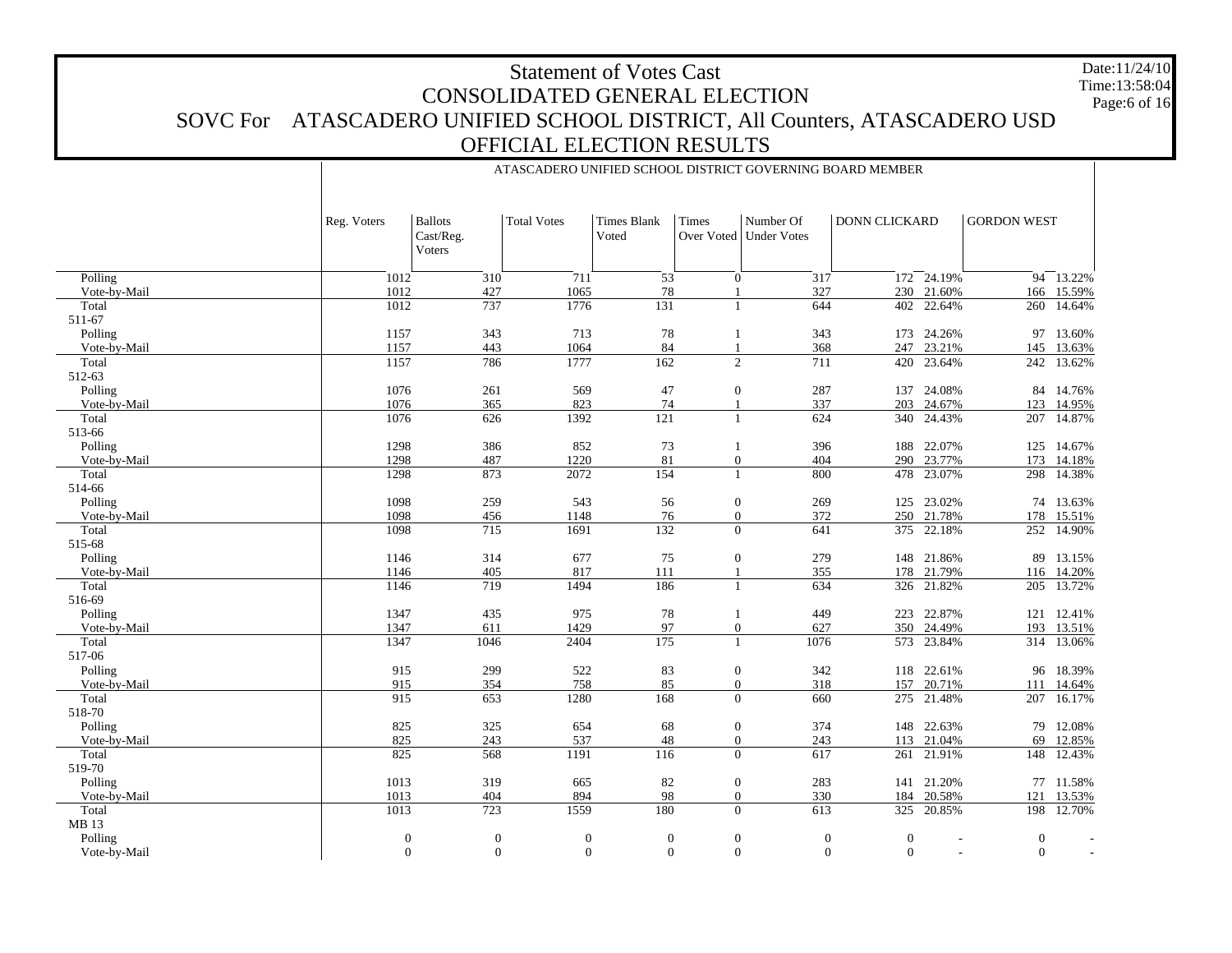# Statement of Votes Cast

## CONSOLIDATED GENERAL ELECTION

## SOVC For ATASCADERO UNIFIED SCHOOL DISTRICT, All Counters, ATASCADERO USD

## OFFICIAL ELECTION RESULTS

Date:11/24/10
Time:13:58:04

ATASCADERO UNIFIED SCHOOL DISTRICT GOVERNING BOARD MEMBER

| | Reg. Voters | Ballots Cast/Reg. Voters | Total Votes | Times Blank Voted | Times Over Voted | Number Of Under Votes | DONN CLICKARD | | GORDON WEST | |
|---|---|---|---|---|---|---|---|---|---|---|
| Polling | 1012 | 310 | 711 | 53 | 0 | 317 | 172 | 24.19% | 94 | 13.22% |
| Vote-by-Mail | 1012 | 427 | 1065 | 78 | 1 | 327 | 230 | 21.60% | 166 | 15.59% |
| Total | 1012 | 737 | 1776 | 131 | 1 | 644 | 402 | 22.64% | 260 | 14.64% |
| 511-67 | | | | | | | | | | |
| Polling | 1157 | 343 | 713 | 78 | 1 | 343 | 173 | 24.26% | 97 | 13.60% |
| Vote-by-Mail | 1157 | 443 | 1064 | 84 | 1 | 368 | 247 | 23.21% | 145 | 13.63% |
| Total | 1157 | 786 | 1777 | 162 | 2 | 711 | 420 | 23.64% | 242 | 13.62% |
| 512-63 | | | | | | | | | | |
| Polling | 1076 | 261 | 569 | 47 | 0 | 287 | 137 | 24.08% | 84 | 14.76% |
| Vote-by-Mail | 1076 | 365 | 823 | 74 | 1 | 337 | 203 | 24.67% | 123 | 14.95% |
| Total | 1076 | 626 | 1392 | 121 | 1 | 624 | 340 | 24.43% | 207 | 14.87% |
| 513-66 | | | | | | | | | | |
| Polling | 1298 | 386 | 852 | 73 | 1 | 396 | 188 | 22.07% | 125 | 14.67% |
| Vote-by-Mail | 1298 | 487 | 1220 | 81 | 0 | 404 | 290 | 23.77% | 173 | 14.18% |
| Total | 1298 | 873 | 2072 | 154 | 1 | 800 | 478 | 23.07% | 298 | 14.38% |
| 514-66 | | | | | | | | | | |
| Polling | 1098 | 259 | 543 | 56 | 0 | 269 | 125 | 23.02% | 74 | 13.63% |
| Vote-by-Mail | 1098 | 456 | 1148 | 76 | 0 | 372 | 250 | 21.78% | 178 | 15.51% |
| Total | 1098 | 715 | 1691 | 132 | 0 | 641 | 375 | 22.18% | 252 | 14.90% |
| 515-68 | | | | | | | | | | |
| Polling | 1146 | 314 | 677 | 75 | 0 | 279 | 148 | 21.86% | 89 | 13.15% |
| Vote-by-Mail | 1146 | 405 | 817 | 111 | 1 | 355 | 178 | 21.79% | 116 | 14.20% |
| Total | 1146 | 719 | 1494 | 186 | 1 | 634 | 326 | 21.82% | 205 | 13.72% |
| 516-69 | | | | | | | | | | |
| Polling | 1347 | 435 | 975 | 78 | 1 | 449 | 223 | 22.87% | 121 | 12.41% |
| Vote-by-Mail | 1347 | 611 | 1429 | 97 | 0 | 627 | 350 | 24.49% | 193 | 13.51% |
| Total | 1347 | 1046 | 2404 | 175 | 1 | 1076 | 573 | 23.84% | 314 | 13.06% |
| 517-06 | | | | | | | | | | |
| Polling | 915 | 299 | 522 | 83 | 0 | 342 | 118 | 22.61% | 96 | 18.39% |
| Vote-by-Mail | 915 | 354 | 758 | 85 | 0 | 318 | 157 | 20.71% | 111 | 14.64% |
| Total | 915 | 653 | 1280 | 168 | 0 | 660 | 275 | 21.48% | 207 | 16.17% |
| 518-70 | | | | | | | | | | |
| Polling | 825 | 325 | 654 | 68 | 0 | 374 | 148 | 22.63% | 79 | 12.08% |
| Vote-by-Mail | 825 | 243 | 537 | 48 | 0 | 243 | 113 | 21.04% | 69 | 12.85% |
| Total | 825 | 568 | 1191 | 116 | 0 | 617 | 261 | 21.91% | 148 | 12.43% |
| 519-70 | | | | | | | | | | |
| Polling | 1013 | 319 | 665 | 82 | 0 | 283 | 141 | 21.20% | 77 | 11.58% |
| Vote-by-Mail | 1013 | 404 | 894 | 98 | 0 | 330 | 184 | 20.58% | 121 | 13.53% |
| Total | 1013 | 723 | 1559 | 180 | 0 | 613 | 325 | 20.85% | 198 | 12.70% |
| MB 13 | | | | | | | | | | |
| Polling | 0 | 0 | 0 | 0 | 0 | 0 | 0 | - | 0 | - |
| Vote-by-Mail | 0 | 0 | 0 | 0 | 0 | 0 | 0 | - | 0 | - |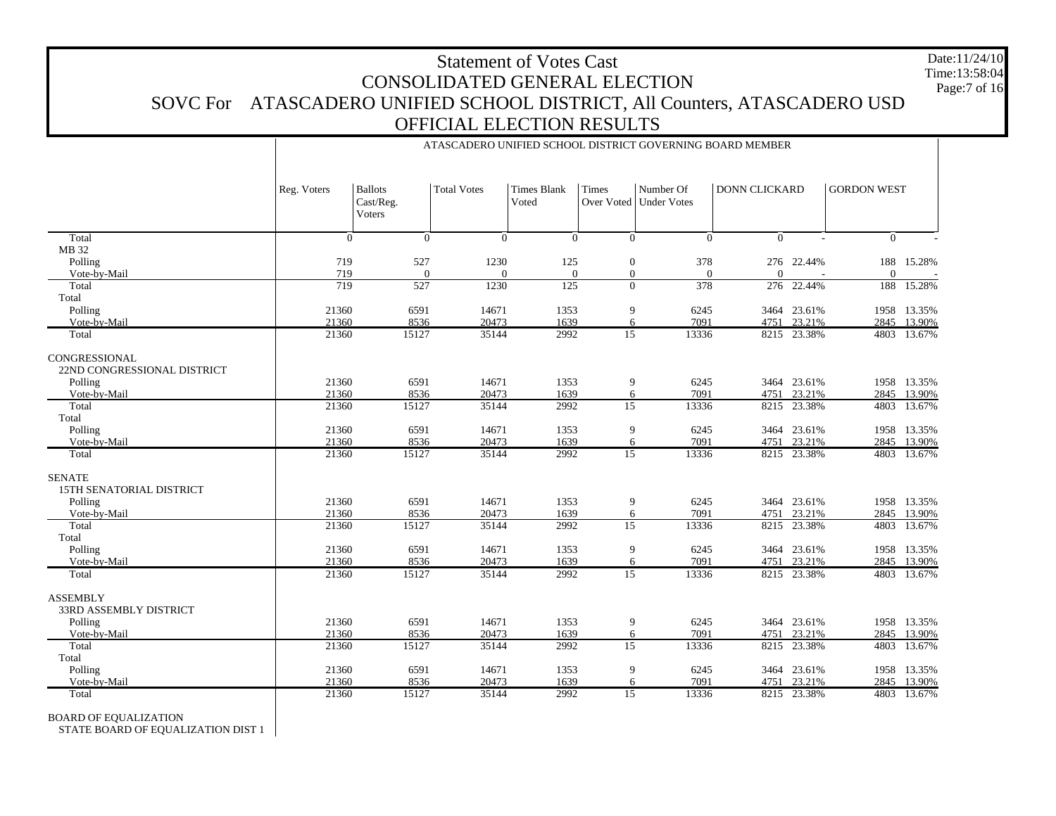# Statement of Votes Cast
## CONSOLIDATED GENERAL ELECTION
## SOVC For ATASCADERO UNIFIED SCHOOL DISTRICT, All Counters, ATASCADERO USD
## OFFICIAL ELECTION RESULTS

Date:11/24/10
Time:13:58:04

ATASCADERO UNIFIED SCHOOL DISTRICT GOVERNING BOARD MEMBER

| | Reg. Voters | Ballots Cast/Reg. Voters | Total Votes | Times Blank Voted | Times Over Voted | Number Of Under Votes | DONN CLICKARD | | GORDON WEST | |
|---|---|---|---|---|---|---|---|---|---|---|
| Total | 0 | 0 | 0 | 0 | 0 | 0 | 0 | - | 0 | - |
| MB 32 | | | | | | | | | | |
| Polling | 719 | 527 | 1230 | 125 | 0 | 378 | 276 | 22.44% | 188 | 15.28% |
| Vote-by-Mail | 719 | 0 | 0 | 0 | 0 | 0 | 0 | - | 0 | - |
| Total | 719 | 527 | 1230 | 125 | 0 | 378 | 276 | 22.44% | 188 | 15.28% |
| Total | | | | | | | | | | |
| Polling | 21360 | 6591 | 14671 | 1353 | 9 | 6245 | 3464 | 23.61% | 1958 | 13.35% |
| Vote-by-Mail | 21360 | 8536 | 20473 | 1639 | 6 | 7091 | 4751 | 23.21% | 2845 | 13.90% |
| Total | 21360 | 15127 | 35144 | 2992 | 15 | 13336 | 8215 | 23.38% | 4803 | 13.67% |
| CONGRESSIONAL | | | | | | | | | | |
| 22ND CONGRESSIONAL DISTRICT | | | | | | | | | | |
| Polling | 21360 | 6591 | 14671 | 1353 | 9 | 6245 | 3464 | 23.61% | 1958 | 13.35% |
| Vote-by-Mail | 21360 | 8536 | 20473 | 1639 | 6 | 7091 | 4751 | 23.21% | 2845 | 13.90% |
| Total | 21360 | 15127 | 35144 | 2992 | 15 | 13336 | 8215 | 23.38% | 4803 | 13.67% |
| Total | | | | | | | | | | |
| Polling | 21360 | 6591 | 14671 | 1353 | 9 | 6245 | 3464 | 23.61% | 1958 | 13.35% |
| Vote-by-Mail | 21360 | 8536 | 20473 | 1639 | 6 | 7091 | 4751 | 23.21% | 2845 | 13.90% |
| Total | 21360 | 15127 | 35144 | 2992 | 15 | 13336 | 8215 | 23.38% | 4803 | 13.67% |
| SENATE | | | | | | | | | | |
| 15TH SENATORIAL DISTRICT | | | | | | | | | | |
| Polling | 21360 | 6591 | 14671 | 1353 | 9 | 6245 | 3464 | 23.61% | 1958 | 13.35% |
| Vote-by-Mail | 21360 | 8536 | 20473 | 1639 | 6 | 7091 | 4751 | 23.21% | 2845 | 13.90% |
| Total | 21360 | 15127 | 35144 | 2992 | 15 | 13336 | 8215 | 23.38% | 4803 | 13.67% |
| Total | | | | | | | | | | |
| Polling | 21360 | 6591 | 14671 | 1353 | 9 | 6245 | 3464 | 23.61% | 1958 | 13.35% |
| Vote-by-Mail | 21360 | 8536 | 20473 | 1639 | 6 | 7091 | 4751 | 23.21% | 2845 | 13.90% |
| Total | 21360 | 15127 | 35144 | 2992 | 15 | 13336 | 8215 | 23.38% | 4803 | 13.67% |
| ASSEMBLY | | | | | | | | | | |
| 33RD ASSEMBLY DISTRICT | | | | | | | | | | |
| Polling | 21360 | 6591 | 14671 | 1353 | 9 | 6245 | 3464 | 23.61% | 1958 | 13.35% |
| Vote-by-Mail | 21360 | 8536 | 20473 | 1639 | 6 | 7091 | 4751 | 23.21% | 2845 | 13.90% |
| Total | 21360 | 15127 | 35144 | 2992 | 15 | 13336 | 8215 | 23.38% | 4803 | 13.67% |
| Total | | | | | | | | | | |
| Polling | 21360 | 6591 | 14671 | 1353 | 9 | 6245 | 3464 | 23.61% | 1958 | 13.35% |
| Vote-by-Mail | 21360 | 8536 | 20473 | 1639 | 6 | 7091 | 4751 | 23.21% | 2845 | 13.90% |
| Total | 21360 | 15127 | 35144 | 2992 | 15 | 13336 | 8215 | 23.38% | 4803 | 13.67% |
| BOARD OF EQUALIZATION | | | | | | | | | | |
| STATE BOARD OF EQUALIZATION DIST 1 | | | | | | | | | | |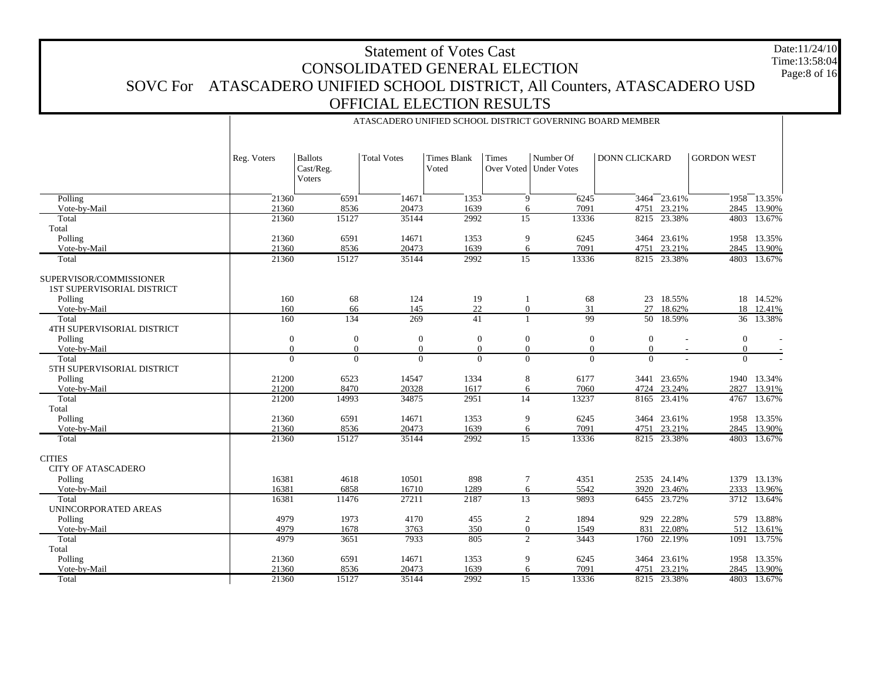# Statement of Votes Cast
## CONSOLIDATED GENERAL ELECTION
## SOVC For ATASCADERO UNIFIED SCHOOL DISTRICT, All Counters, ATASCADERO USD
## OFFICIAL ELECTION RESULTS

Date:11/24/10
Time:13:58:04

ATASCADERO UNIFIED SCHOOL DISTRICT GOVERNING BOARD MEMBER

| | Reg. Voters | Ballots Cast/Reg. Voters | Total Votes | Times Blank Voted | Times Over Voted | Number Of Under Votes | DONN CLICKARD | | GORDON WEST | |
|---|---|---|---|---|---|---|---|---|---|---|
| Polling | 21360 | 6591 | 14671 | 1353 | 9 | 6245 | 3464 | 23.61% | 1958 | 13.35% |
| Vote-by-Mail | 21360 | 8536 | 20473 | 1639 | 6 | 7091 | 4751 | 23.21% | 2845 | 13.90% |
| Total | 21360 | 15127 | 35144 | 2992 | 15 | 13336 | 8215 | 23.38% | 4803 | 13.67% |
| Total | | | | | | | | | | |
| Polling | 21360 | 6591 | 14671 | 1353 | 9 | 6245 | 3464 | 23.61% | 1958 | 13.35% |
| Vote-by-Mail | 21360 | 8536 | 20473 | 1639 | 6 | 7091 | 4751 | 23.21% | 2845 | 13.90% |
| Total | 21360 | 15127 | 35144 | 2992 | 15 | 13336 | 8215 | 23.38% | 4803 | 13.67% |
| SUPERVISOR/COMMISSIONER | | | | | | | | | | |
| 1ST SUPERVISORIAL DISTRICT | | | | | | | | | | |
| Polling | 160 | 68 | 124 | 19 | 1 | 68 | 23 | 18.55% | 18 | 14.52% |
| Vote-by-Mail | 160 | 66 | 145 | 22 | 0 | 31 | 27 | 18.62% | 18 | 12.41% |
| Total | 160 | 134 | 269 | 41 | 1 | 99 | 50 | 18.59% | 36 | 13.38% |
| 4TH SUPERVISORIAL DISTRICT | | | | | | | | | | |
| Polling | 0 | 0 | 0 | 0 | 0 | 0 | 0 | - | 0 | - |
| Vote-by-Mail | 0 | 0 | 0 | 0 | 0 | 0 | 0 | - | 0 | - |
| Total | 0 | 0 | 0 | 0 | 0 | 0 | 0 | - | 0 | - |
| 5TH SUPERVISORIAL DISTRICT | | | | | | | | | | |
| Polling | 21200 | 6523 | 14547 | 1334 | 8 | 6177 | 3441 | 23.65% | 1940 | 13.34% |
| Vote-by-Mail | 21200 | 8470 | 20328 | 1617 | 6 | 7060 | 4724 | 23.24% | 2827 | 13.91% |
| Total | 21200 | 14993 | 34875 | 2951 | 14 | 13237 | 8165 | 23.41% | 4767 | 13.67% |
| Total | | | | | | | | | | |
| Polling | 21360 | 6591 | 14671 | 1353 | 9 | 6245 | 3464 | 23.61% | 1958 | 13.35% |
| Vote-by-Mail | 21360 | 8536 | 20473 | 1639 | 6 | 7091 | 4751 | 23.21% | 2845 | 13.90% |
| Total | 21360 | 15127 | 35144 | 2992 | 15 | 13336 | 8215 | 23.38% | 4803 | 13.67% |
| CITIES | | | | | | | | | | |
| CITY OF ATASCADERO | | | | | | | | | | |
| Polling | 16381 | 4618 | 10501 | 898 | 7 | 4351 | 2535 | 24.14% | 1379 | 13.13% |
| Vote-by-Mail | 16381 | 6858 | 16710 | 1289 | 6 | 5542 | 3920 | 23.46% | 2333 | 13.96% |
| Total | 16381 | 11476 | 27211 | 2187 | 13 | 9893 | 6455 | 23.72% | 3712 | 13.64% |
| UNINCORPORATED AREAS | | | | | | | | | | |
| Polling | 4979 | 1973 | 4170 | 455 | 2 | 1894 | 929 | 22.28% | 579 | 13.88% |
| Vote-by-Mail | 4979 | 1678 | 3763 | 350 | 0 | 1549 | 831 | 22.08% | 512 | 13.61% |
| Total | 4979 | 3651 | 7933 | 805 | 2 | 3443 | 1760 | 22.19% | 1091 | 13.75% |
| Total | | | | | | | | | | |
| Polling | 21360 | 6591 | 14671 | 1353 | 9 | 6245 | 3464 | 23.61% | 1958 | 13.35% |
| Vote-by-Mail | 21360 | 8536 | 20473 | 1639 | 6 | 7091 | 4751 | 23.21% | 2845 | 13.90% |
| Total | 21360 | 15127 | 35144 | 2992 | 15 | 13336 | 8215 | 23.38% | 4803 | 13.67% |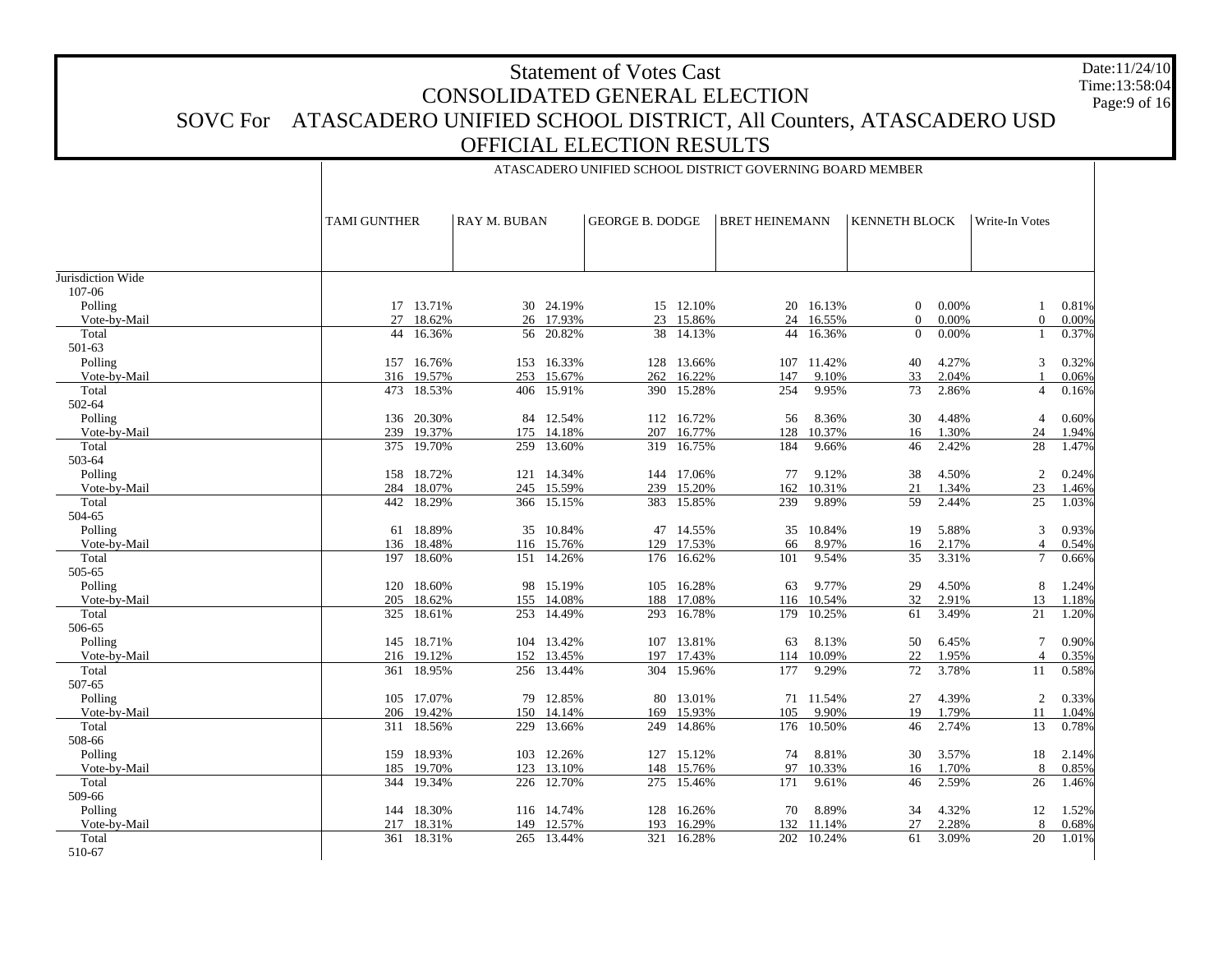# Statement of Votes Cast
## CONSOLIDATED GENERAL ELECTION
## SOVC For ATASCADERO UNIFIED SCHOOL DISTRICT, All Counters, ATASCADERO USD
## OFFICIAL ELECTION RESULTS

Date:11/24/10
Time:13:58:04

| | ATASCADERO UNIFIED SCHOOL DISTRICT GOVERNING BOARD MEMBER | | | | | | | | | | | |
|---|---|---|---|---|---|---|---|---|---|---|---|---|
| | TAMI GUNTHER | | RAY M. BUBAN | | GEORGE B. DODGE | | BRET HEINEMANN | | KENNETH BLOCK | | Write-In Votes | |
| Jurisdiction Wide | | | | | | | | | | | | |
| 107-06 | | | | | | | | | | | | |
| Polling | 17 | 13.71% | 30 | 24.19% | 15 | 12.10% | 20 | 16.13% | 0 | 0.00% | 1 | 0.81% |
| Vote-by-Mail | 27 | 18.62% | 26 | 17.93% | 23 | 15.86% | 24 | 16.55% | 0 | 0.00% | 0 | 0.00% |
| Total | 44 | 16.36% | 56 | 20.82% | 38 | 14.13% | 44 | 16.36% | 0 | 0.00% | 1 | 0.37% |
| 501-63 | | | | | | | | | | | | |
| Polling | 157 | 16.76% | 153 | 16.33% | 128 | 13.66% | 107 | 11.42% | 40 | 4.27% | 3 | 0.32% |
| Vote-by-Mail | 316 | 19.57% | 253 | 15.67% | 262 | 16.22% | 147 | 9.10% | 33 | 2.04% | 1 | 0.06% |
| Total | 473 | 18.53% | 406 | 15.91% | 390 | 15.28% | 254 | 9.95% | 73 | 2.86% | 4 | 0.16% |
| 502-64 | | | | | | | | | | | | |
| Polling | 136 | 20.30% | 84 | 12.54% | 112 | 16.72% | 56 | 8.36% | 30 | 4.48% | 4 | 0.60% |
| Vote-by-Mail | 239 | 19.37% | 175 | 14.18% | 207 | 16.77% | 128 | 10.37% | 16 | 1.30% | 24 | 1.94% |
| Total | 375 | 19.70% | 259 | 13.60% | 319 | 16.75% | 184 | 9.66% | 46 | 2.42% | 28 | 1.47% |
| 503-64 | | | | | | | | | | | | |
| Polling | 158 | 18.72% | 121 | 14.34% | 144 | 17.06% | 77 | 9.12% | 38 | 4.50% | 2 | 0.24% |
| Vote-by-Mail | 284 | 18.07% | 245 | 15.59% | 239 | 15.20% | 162 | 10.31% | 21 | 1.34% | 23 | 1.46% |
| Total | 442 | 18.29% | 366 | 15.15% | 383 | 15.85% | 239 | 9.89% | 59 | 2.44% | 25 | 1.03% |
| 504-65 | | | | | | | | | | | | |
| Polling | 61 | 18.89% | 35 | 10.84% | 47 | 14.55% | 35 | 10.84% | 19 | 5.88% | 3 | 0.93% |
| Vote-by-Mail | 136 | 18.48% | 116 | 15.76% | 129 | 17.53% | 66 | 8.97% | 16 | 2.17% | 4 | 0.54% |
| Total | 197 | 18.60% | 151 | 14.26% | 176 | 16.62% | 101 | 9.54% | 35 | 3.31% | 7 | 0.66% |
| 505-65 | | | | | | | | | | | | |
| Polling | 120 | 18.60% | 98 | 15.19% | 105 | 16.28% | 63 | 9.77% | 29 | 4.50% | 8 | 1.24% |
| Vote-by-Mail | 205 | 18.62% | 155 | 14.08% | 188 | 17.08% | 116 | 10.54% | 32 | 2.91% | 13 | 1.18% |
| Total | 325 | 18.61% | 253 | 14.49% | 293 | 16.78% | 179 | 10.25% | 61 | 3.49% | 21 | 1.20% |
| 506-65 | | | | | | | | | | | | |
| Polling | 145 | 18.71% | 104 | 13.42% | 107 | 13.81% | 63 | 8.13% | 50 | 6.45% | 7 | 0.90% |
| Vote-by-Mail | 216 | 19.12% | 152 | 13.45% | 197 | 17.43% | 114 | 10.09% | 22 | 1.95% | 4 | 0.35% |
| Total | 361 | 18.95% | 256 | 13.44% | 304 | 15.96% | 177 | 9.29% | 72 | 3.78% | 11 | 0.58% |
| 507-65 | | | | | | | | | | | | |
| Polling | 105 | 17.07% | 79 | 12.85% | 80 | 13.01% | 71 | 11.54% | 27 | 4.39% | 2 | 0.33% |
| Vote-by-Mail | 206 | 19.42% | 150 | 14.14% | 169 | 15.93% | 105 | 9.90% | 19 | 1.79% | 11 | 1.04% |
| Total | 311 | 18.56% | 229 | 13.66% | 249 | 14.86% | 176 | 10.50% | 46 | 2.74% | 13 | 0.78% |
| 508-66 | | | | | | | | | | | | |
| Polling | 159 | 18.93% | 103 | 12.26% | 127 | 15.12% | 74 | 8.81% | 30 | 3.57% | 18 | 2.14% |
| Vote-by-Mail | 185 | 19.70% | 123 | 13.10% | 148 | 15.76% | 97 | 10.33% | 16 | 1.70% | 8 | 0.85% |
| Total | 344 | 19.34% | 226 | 12.70% | 275 | 15.46% | 171 | 9.61% | 46 | 2.59% | 26 | 1.46% |
| 509-66 | | | | | | | | | | | | |
| Polling | 144 | 18.30% | 116 | 14.74% | 128 | 16.26% | 70 | 8.89% | 34 | 4.32% | 12 | 1.52% |
| Vote-by-Mail | 217 | 18.31% | 149 | 12.57% | 193 | 16.29% | 132 | 11.14% | 27 | 2.28% | 8 | 0.68% |
| Total | 361 | 18.31% | 265 | 13.44% | 321 | 16.28% | 202 | 10.24% | 61 | 3.09% | 20 | 1.01% |
| 510-67 | | | | | | | | | | | | |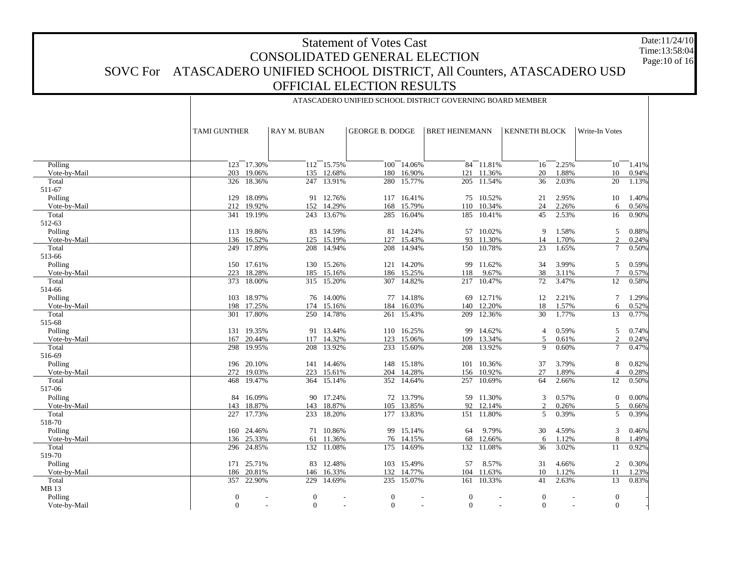# Statement of Votes Cast
## CONSOLIDATED GENERAL ELECTION
## SOVC For ATASCADERO UNIFIED SCHOOL DISTRICT, All Counters, ATASCADERO USD
## OFFICIAL ELECTION RESULTS

Date:11/24/10
Time:13:58:04

ATASCADERO UNIFIED SCHOOL DISTRICT GOVERNING BOARD MEMBER

| | TAMI GUNTHER | | RAY M. BUBAN | | GEORGE B. DODGE | | BRET HEINEMANN | | KENNETH BLOCK | | Write-In Votes | |
|---|---|---|---|---|---|---|---|---|---|---|---|---|
| Polling | 123 | 17.30% | 112 | 15.75% | 100 | 14.06% | 84 | 11.81% | 16 | 2.25% | 10 | 1.41% |
| Vote-by-Mail | 203 | 19.06% | 135 | 12.68% | 180 | 16.90% | 121 | 11.36% | 20 | 1.88% | 10 | 0.94% |
| Total | 326 | 18.36% | 247 | 13.91% | 280 | 15.77% | 205 | 11.54% | 36 | 2.03% | 20 | 1.13% |
| 511-67 | | | | | | | | | | | | |
| Polling | 129 | 18.09% | 91 | 12.76% | 117 | 16.41% | 75 | 10.52% | 21 | 2.95% | 10 | 1.40% |
| Vote-by-Mail | 212 | 19.92% | 152 | 14.29% | 168 | 15.79% | 110 | 10.34% | 24 | 2.26% | 6 | 0.56% |
| Total | 341 | 19.19% | 243 | 13.67% | 285 | 16.04% | 185 | 10.41% | 45 | 2.53% | 16 | 0.90% |
| 512-63 | | | | | | | | | | | | |
| Polling | 113 | 19.86% | 83 | 14.59% | 81 | 14.24% | 57 | 10.02% | 9 | 1.58% | 5 | 0.88% |
| Vote-by-Mail | 136 | 16.52% | 125 | 15.19% | 127 | 15.43% | 93 | 11.30% | 14 | 1.70% | 2 | 0.24% |
| Total | 249 | 17.89% | 208 | 14.94% | 208 | 14.94% | 150 | 10.78% | 23 | 1.65% | 7 | 0.50% |
| 513-66 | | | | | | | | | | | | |
| Polling | 150 | 17.61% | 130 | 15.26% | 121 | 14.20% | 99 | 11.62% | 34 | 3.99% | 5 | 0.59% |
| Vote-by-Mail | 223 | 18.28% | 185 | 15.16% | 186 | 15.25% | 118 | 9.67% | 38 | 3.11% | 7 | 0.57% |
| Total | 373 | 18.00% | 315 | 15.20% | 307 | 14.82% | 217 | 10.47% | 72 | 3.47% | 12 | 0.58% |
| 514-66 | | | | | | | | | | | | |
| Polling | 103 | 18.97% | 76 | 14.00% | 77 | 14.18% | 69 | 12.71% | 12 | 2.21% | 7 | 1.29% |
| Vote-by-Mail | 198 | 17.25% | 174 | 15.16% | 184 | 16.03% | 140 | 12.20% | 18 | 1.57% | 6 | 0.52% |
| Total | 301 | 17.80% | 250 | 14.78% | 261 | 15.43% | 209 | 12.36% | 30 | 1.77% | 13 | 0.77% |
| 515-68 | | | | | | | | | | | | |
| Polling | 131 | 19.35% | 91 | 13.44% | 110 | 16.25% | 99 | 14.62% | 4 | 0.59% | 5 | 0.74% |
| Vote-by-Mail | 167 | 20.44% | 117 | 14.32% | 123 | 15.06% | 109 | 13.34% | 5 | 0.61% | 2 | 0.24% |
| Total | 298 | 19.95% | 208 | 13.92% | 233 | 15.60% | 208 | 13.92% | 9 | 0.60% | 7 | 0.47% |
| 516-69 | | | | | | | | | | | | |
| Polling | 196 | 20.10% | 141 | 14.46% | 148 | 15.18% | 101 | 10.36% | 37 | 3.79% | 8 | 0.82% |
| Vote-by-Mail | 272 | 19.03% | 223 | 15.61% | 204 | 14.28% | 156 | 10.92% | 27 | 1.89% | 4 | 0.28% |
| Total | 468 | 19.47% | 364 | 15.14% | 352 | 14.64% | 257 | 10.69% | 64 | 2.66% | 12 | 0.50% |
| 517-06 | | | | | | | | | | | | |
| Polling | 84 | 16.09% | 90 | 17.24% | 72 | 13.79% | 59 | 11.30% | 3 | 0.57% | 0 | 0.00% |
| Vote-by-Mail | 143 | 18.87% | 143 | 18.87% | 105 | 13.85% | 92 | 12.14% | 2 | 0.26% | 5 | 0.66% |
| Total | 227 | 17.73% | 233 | 18.20% | 177 | 13.83% | 151 | 11.80% | 5 | 0.39% | 5 | 0.39% |
| 518-70 | | | | | | | | | | | | |
| Polling | 160 | 24.46% | 71 | 10.86% | 99 | 15.14% | 64 | 9.79% | 30 | 4.59% | 3 | 0.46% |
| Vote-by-Mail | 136 | 25.33% | 61 | 11.36% | 76 | 14.15% | 68 | 12.66% | 6 | 1.12% | 8 | 1.49% |
| Total | 296 | 24.85% | 132 | 11.08% | 175 | 14.69% | 132 | 11.08% | 36 | 3.02% | 11 | 0.92% |
| 519-70 | | | | | | | | | | | | |
| Polling | 171 | 25.71% | 83 | 12.48% | 103 | 15.49% | 57 | 8.57% | 31 | 4.66% | 2 | 0.30% |
| Vote-by-Mail | 186 | 20.81% | 146 | 16.33% | 132 | 14.77% | 104 | 11.63% | 10 | 1.12% | 11 | 1.23% |
| Total | 357 | 22.90% | 229 | 14.69% | 235 | 15.07% | 161 | 10.33% | 41 | 2.63% | 13 | 0.83% |
| MB 13 | | | | | | | | | | | | |
| Polling | 0 | - | 0 | - | 0 | - | 0 | - | 0 | - | 0 | - |
| Vote-by-Mail | 0 | - | 0 | - | 0 | - | 0 | - | 0 | - | 0 | - |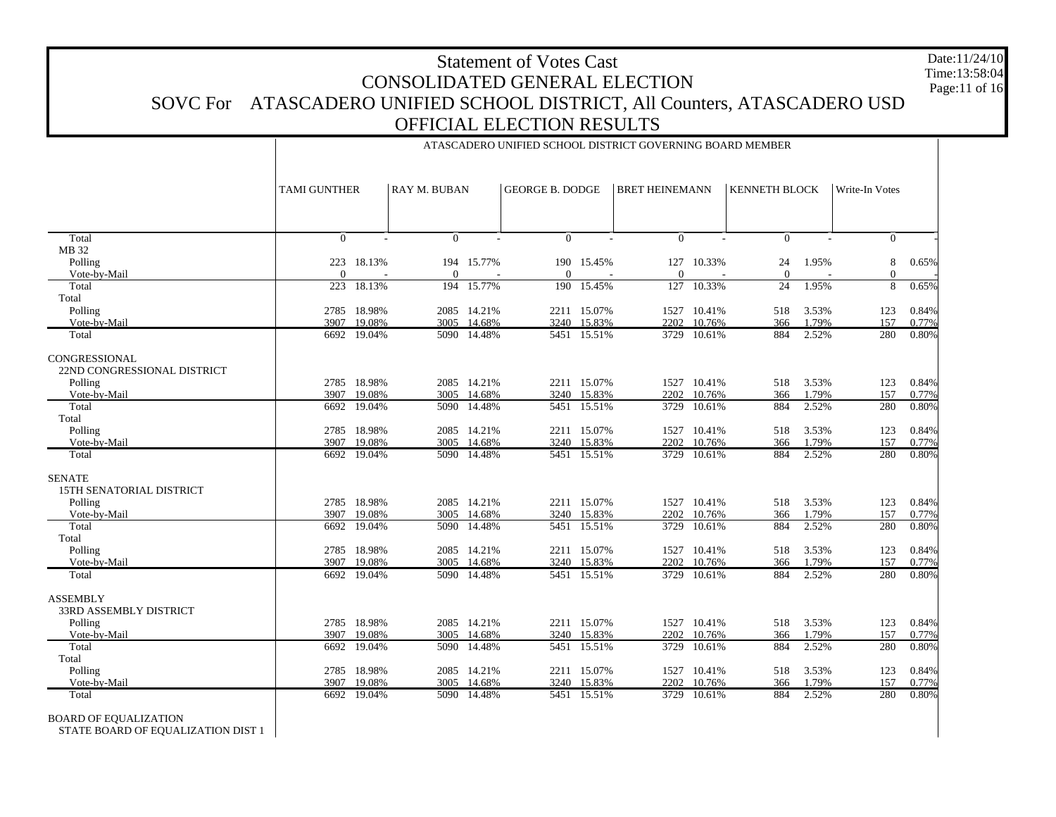# Statement of Votes Cast
## CONSOLIDATED GENERAL ELECTION
## SOVC For ATASCADERO UNIFIED SCHOOL DISTRICT, All Counters, ATASCADERO USD
## OFFICIAL ELECTION RESULTS

Date:11/24/10
Time:13:58:04

ATASCADERO UNIFIED SCHOOL DISTRICT GOVERNING BOARD MEMBER

| | TAMI GUNTHER | | RAY M. BUBAN | | GEORGE B. DODGE | | BRET HEINEMANN | | KENNETH BLOCK | | Write-In Votes | |
|---|---|---|---|---|---|---|---|---|---|---|---|---|
| Total | 0 | - | 0 | - | 0 | - | 0 | - | 0 | - | 0 | - |
| MB 32 | | | | | | | | | | | | |
| Polling | 223 | 18.13% | 194 | 15.77% | 190 | 15.45% | 127 | 10.33% | 24 | 1.95% | 8 | 0.65% |
| Vote-by-Mail | 0 | - | 0 | - | 0 | - | 0 | - | 0 | - | 0 | - |
| Total | 223 | 18.13% | 194 | 15.77% | 190 | 15.45% | 127 | 10.33% | 24 | 1.95% | 8 | 0.65% |
| Total | | | | | | | | | | | | |
| Polling | 2785 | 18.98% | 2085 | 14.21% | 2211 | 15.07% | 1527 | 10.41% | 518 | 3.53% | 123 | 0.84% |
| Vote-by-Mail | 3907 | 19.08% | 3005 | 14.68% | 3240 | 15.83% | 2202 | 10.76% | 366 | 1.79% | 157 | 0.77% |
| Total | 6692 | 19.04% | 5090 | 14.48% | 5451 | 15.51% | 3729 | 10.61% | 884 | 2.52% | 280 | 0.80% |
| CONGRESSIONAL | | | | | | | | | | | | |
| 22ND CONGRESSIONAL DISTRICT | | | | | | | | | | | | |
| Polling | 2785 | 18.98% | 2085 | 14.21% | 2211 | 15.07% | 1527 | 10.41% | 518 | 3.53% | 123 | 0.84% |
| Vote-by-Mail | 3907 | 19.08% | 3005 | 14.68% | 3240 | 15.83% | 2202 | 10.76% | 366 | 1.79% | 157 | 0.77% |
| Total | 6692 | 19.04% | 5090 | 14.48% | 5451 | 15.51% | 3729 | 10.61% | 884 | 2.52% | 280 | 0.80% |
| Total | | | | | | | | | | | | |
| Polling | 2785 | 18.98% | 2085 | 14.21% | 2211 | 15.07% | 1527 | 10.41% | 518 | 3.53% | 123 | 0.84% |
| Vote-by-Mail | 3907 | 19.08% | 3005 | 14.68% | 3240 | 15.83% | 2202 | 10.76% | 366 | 1.79% | 157 | 0.77% |
| Total | 6692 | 19.04% | 5090 | 14.48% | 5451 | 15.51% | 3729 | 10.61% | 884 | 2.52% | 280 | 0.80% |
| SENATE | | | | | | | | | | | | |
| 15TH SENATORIAL DISTRICT | | | | | | | | | | | | |
| Polling | 2785 | 18.98% | 2085 | 14.21% | 2211 | 15.07% | 1527 | 10.41% | 518 | 3.53% | 123 | 0.84% |
| Vote-by-Mail | 3907 | 19.08% | 3005 | 14.68% | 3240 | 15.83% | 2202 | 10.76% | 366 | 1.79% | 157 | 0.77% |
| Total | 6692 | 19.04% | 5090 | 14.48% | 5451 | 15.51% | 3729 | 10.61% | 884 | 2.52% | 280 | 0.80% |
| Total | | | | | | | | | | | | |
| Polling | 2785 | 18.98% | 2085 | 14.21% | 2211 | 15.07% | 1527 | 10.41% | 518 | 3.53% | 123 | 0.84% |
| Vote-by-Mail | 3907 | 19.08% | 3005 | 14.68% | 3240 | 15.83% | 2202 | 10.76% | 366 | 1.79% | 157 | 0.77% |
| Total | 6692 | 19.04% | 5090 | 14.48% | 5451 | 15.51% | 3729 | 10.61% | 884 | 2.52% | 280 | 0.80% |
| ASSEMBLY | | | | | | | | | | | | |
| 33RD ASSEMBLY DISTRICT | | | | | | | | | | | | |
| Polling | 2785 | 18.98% | 2085 | 14.21% | 2211 | 15.07% | 1527 | 10.41% | 518 | 3.53% | 123 | 0.84% |
| Vote-by-Mail | 3907 | 19.08% | 3005 | 14.68% | 3240 | 15.83% | 2202 | 10.76% | 366 | 1.79% | 157 | 0.77% |
| Total | 6692 | 19.04% | 5090 | 14.48% | 5451 | 15.51% | 3729 | 10.61% | 884 | 2.52% | 280 | 0.80% |
| Total | | | | | | | | | | | | |
| Polling | 2785 | 18.98% | 2085 | 14.21% | 2211 | 15.07% | 1527 | 10.41% | 518 | 3.53% | 123 | 0.84% |
| Vote-by-Mail | 3907 | 19.08% | 3005 | 14.68% | 3240 | 15.83% | 2202 | 10.76% | 366 | 1.79% | 157 | 0.77% |
| Total | 6692 | 19.04% | 5090 | 14.48% | 5451 | 15.51% | 3729 | 10.61% | 884 | 2.52% | 280 | 0.80% |
| BOARD OF EQUALIZATION | | | | | | | | | | | | |
| STATE BOARD OF EQUALIZATION DIST 1 | | | | | | | | | | | | |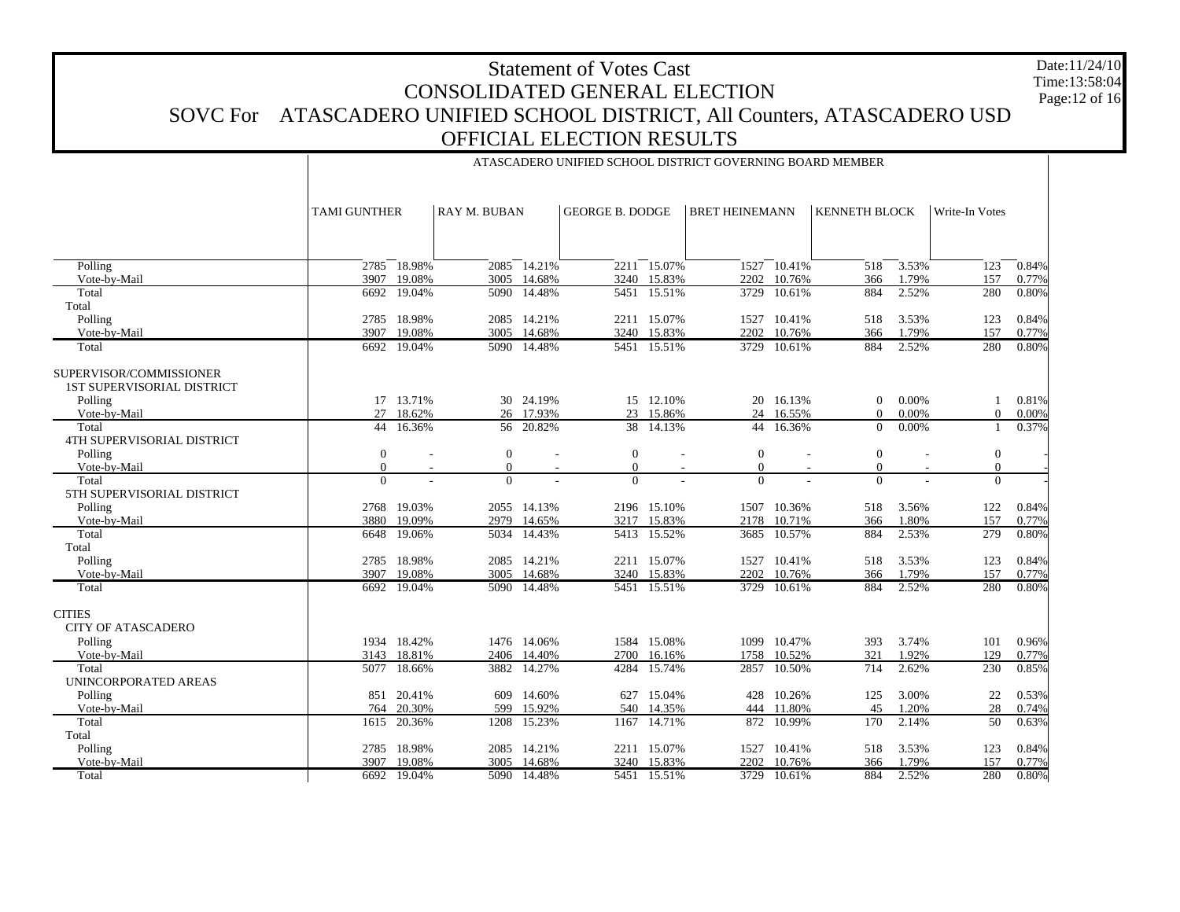# Statement of Votes Cast
## CONSOLIDATED GENERAL ELECTION
## SOVC For ATASCADERO UNIFIED SCHOOL DISTRICT, All Counters, ATASCADERO USD
## OFFICIAL ELECTION RESULTS

Date:11/24/10
Time:13:58:04

| | ATASCADERO UNIFIED SCHOOL DISTRICT GOVERNING BOARD MEMBER | | | | | | | | | | | |
|---|---|---|---|---|---|---|---|---|---|---|---|---|
| | TAMI GUNTHER | | RAY M. BUBAN | | GEORGE B. DODGE | | BRET HEINEMANN | | KENNETH BLOCK | | Write-In Votes | |
| Polling | 2785 | 18.98% | 2085 | 14.21% | 2211 | 15.07% | 1527 | 10.41% | 518 | 3.53% | 123 | 0.84% |
| Vote-by-Mail | 3907 | 19.08% | 3005 | 14.68% | 3240 | 15.83% | 2202 | 10.76% | 366 | 1.79% | 157 | 0.77% |
| Total | 6692 | 19.04% | 5090 | 14.48% | 5451 | 15.51% | 3729 | 10.61% | 884 | 2.52% | 280 | 0.80% |
| Total | | | | | | | | | | | | |
| Polling | 2785 | 18.98% | 2085 | 14.21% | 2211 | 15.07% | 1527 | 10.41% | 518 | 3.53% | 123 | 0.84% |
| Vote-by-Mail | 3907 | 19.08% | 3005 | 14.68% | 3240 | 15.83% | 2202 | 10.76% | 366 | 1.79% | 157 | 0.77% |
| Total | 6692 | 19.04% | 5090 | 14.48% | 5451 | 15.51% | 3729 | 10.61% | 884 | 2.52% | 280 | 0.80% |
| SUPERVISOR/COMMISSIONER | | | | | | | | | | | | |
| 1ST SUPERVISORIAL DISTRICT | | | | | | | | | | | | |
| Polling | 17 | 13.71% | 30 | 24.19% | 15 | 12.10% | 20 | 16.13% | 0 | 0.00% | 1 | 0.81% |
| Vote-by-Mail | 27 | 18.62% | 26 | 17.93% | 23 | 15.86% | 24 | 16.55% | 0 | 0.00% | 0 | 0.00% |
| Total | 44 | 16.36% | 56 | 20.82% | 38 | 14.13% | 44 | 16.36% | 0 | 0.00% | 1 | 0.37% |
| 4TH SUPERVISORIAL DISTRICT | | | | | | | | | | | | |
| Polling | 0 | - | 0 | - | 0 | - | 0 | - | 0 | - | 0 | - |
| Vote-by-Mail | 0 | - | 0 | - | 0 | - | 0 | - | 0 | - | 0 | - |
| Total | 0 | - | 0 | - | 0 | - | 0 | - | 0 | - | 0 | - |
| 5TH SUPERVISORIAL DISTRICT | | | | | | | | | | | | |
| Polling | 2768 | 19.03% | 2055 | 14.13% | 2196 | 15.10% | 1507 | 10.36% | 518 | 3.56% | 122 | 0.84% |
| Vote-by-Mail | 3880 | 19.09% | 2979 | 14.65% | 3217 | 15.83% | 2178 | 10.71% | 366 | 1.80% | 157 | 0.77% |
| Total | 6648 | 19.06% | 5034 | 14.43% | 5413 | 15.52% | 3685 | 10.57% | 884 | 2.53% | 279 | 0.80% |
| Total | | | | | | | | | | | | |
| Polling | 2785 | 18.98% | 2085 | 14.21% | 2211 | 15.07% | 1527 | 10.41% | 518 | 3.53% | 123 | 0.84% |
| Vote-by-Mail | 3907 | 19.08% | 3005 | 14.68% | 3240 | 15.83% | 2202 | 10.76% | 366 | 1.79% | 157 | 0.77% |
| Total | 6692 | 19.04% | 5090 | 14.48% | 5451 | 15.51% | 3729 | 10.61% | 884 | 2.52% | 280 | 0.80% |
| CITIES | | | | | | | | | | | | |
| CITY OF ATASCADERO | | | | | | | | | | | | |
| Polling | 1934 | 18.42% | 1476 | 14.06% | 1584 | 15.08% | 1099 | 10.47% | 393 | 3.74% | 101 | 0.96% |
| Vote-by-Mail | 3143 | 18.81% | 2406 | 14.40% | 2700 | 16.16% | 1758 | 10.52% | 321 | 1.92% | 129 | 0.77% |
| Total | 5077 | 18.66% | 3882 | 14.27% | 4284 | 15.74% | 2857 | 10.50% | 714 | 2.62% | 230 | 0.85% |
| UNINCORPORATED AREAS | | | | | | | | | | | | |
| Polling | 851 | 20.41% | 609 | 14.60% | 627 | 15.04% | 428 | 10.26% | 125 | 3.00% | 22 | 0.53% |
| Vote-by-Mail | 764 | 20.30% | 599 | 15.92% | 540 | 14.35% | 444 | 11.80% | 45 | 1.20% | 28 | 0.74% |
| Total | 1615 | 20.36% | 1208 | 15.23% | 1167 | 14.71% | 872 | 10.99% | 170 | 2.14% | 50 | 0.63% |
| Total | | | | | | | | | | | | |
| Polling | 2785 | 18.98% | 2085 | 14.21% | 2211 | 15.07% | 1527 | 10.41% | 518 | 3.53% | 123 | 0.84% |
| Vote-by-Mail | 3907 | 19.08% | 3005 | 14.68% | 3240 | 15.83% | 2202 | 10.76% | 366 | 1.79% | 157 | 0.77% |
| Total | 6692 | 19.04% | 5090 | 14.48% | 5451 | 15.51% | 3729 | 10.61% | 884 | 2.52% | 280 | 0.80% |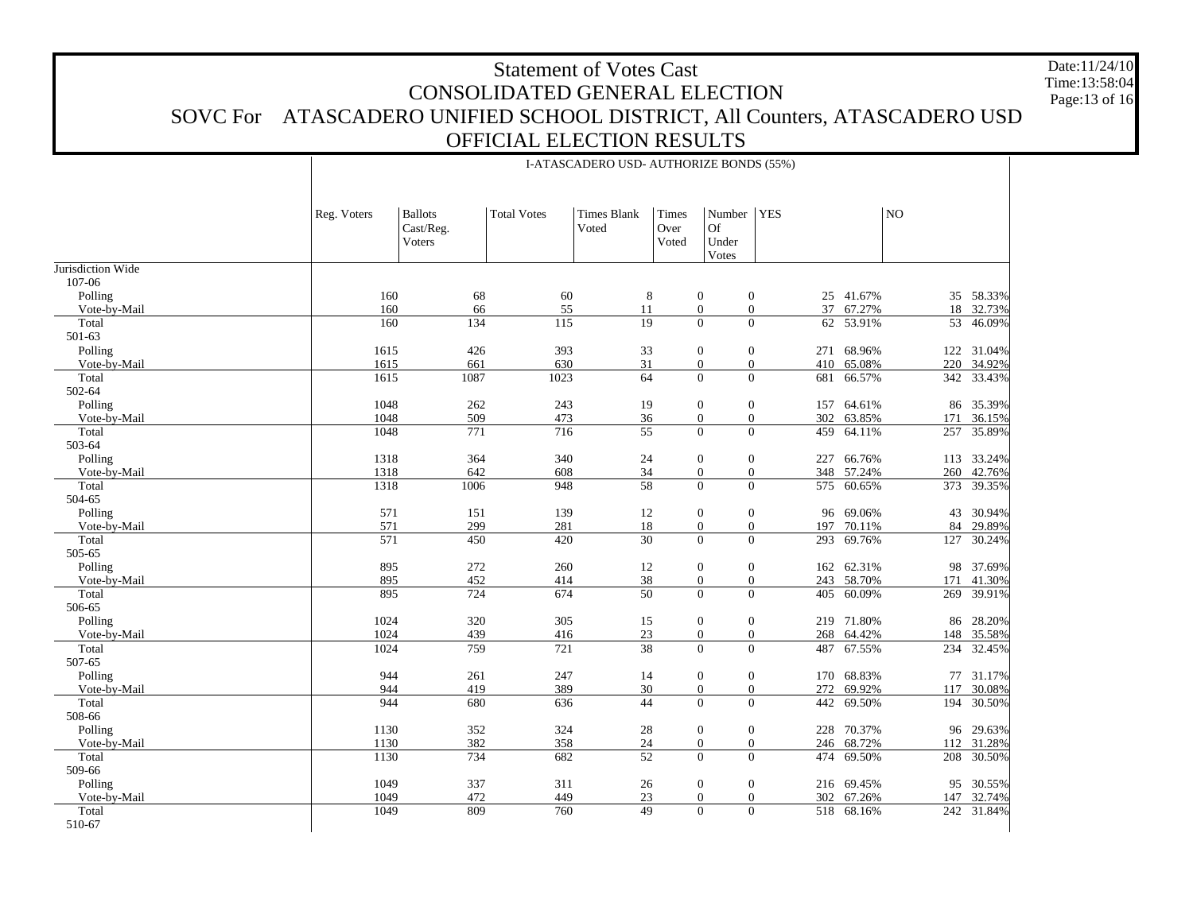# Statement of Votes Cast
## CONSOLIDATED GENERAL ELECTION
## SOVC For ATASCADERO UNIFIED SCHOOL DISTRICT, All Counters, ATASCADERO USD
## OFFICIAL ELECTION RESULTS

Date:11/24/10
Time:13:58:04

I-ATASCADERO USD- AUTHORIZE BONDS (55%)

| | Reg. Voters | Ballots Cast/Reg. Voters | Total Votes | Times Blank Voted | Times Over Voted | Number Of Under Votes | YES | | NO | |
|---|---|---|---|---|---|---|---|---|---|---|
| Jurisdiction Wide | | | | | | | | | | |
| 107-06 | | | | | | | | | | |
| Polling | 160 | 68 | 60 | 8 | 0 | 0 | 25 | 41.67% | 35 | 58.33% |
| Vote-by-Mail | 160 | 66 | 55 | 11 | 0 | 0 | 37 | 67.27% | 18 | 32.73% |
| Total | 160 | 134 | 115 | 19 | 0 | 0 | 62 | 53.91% | 53 | 46.09% |
| 501-63 | | | | | | | | | | |
| Polling | 1615 | 426 | 393 | 33 | 0 | 0 | 271 | 68.96% | 122 | 31.04% |
| Vote-by-Mail | 1615 | 661 | 630 | 31 | 0 | 0 | 410 | 65.08% | 220 | 34.92% |
| Total | 1615 | 1087 | 1023 | 64 | 0 | 0 | 681 | 66.57% | 342 | 33.43% |
| 502-64 | | | | | | | | | | |
| Polling | 1048 | 262 | 243 | 19 | 0 | 0 | 157 | 64.61% | 86 | 35.39% |
| Vote-by-Mail | 1048 | 509 | 473 | 36 | 0 | 0 | 302 | 63.85% | 171 | 36.15% |
| Total | 1048 | 771 | 716 | 55 | 0 | 0 | 459 | 64.11% | 257 | 35.89% |
| 503-64 | | | | | | | | | | |
| Polling | 1318 | 364 | 340 | 24 | 0 | 0 | 227 | 66.76% | 113 | 33.24% |
| Vote-by-Mail | 1318 | 642 | 608 | 34 | 0 | 0 | 348 | 57.24% | 260 | 42.76% |
| Total | 1318 | 1006 | 948 | 58 | 0 | 0 | 575 | 60.65% | 373 | 39.35% |
| 504-65 | | | | | | | | | | |
| Polling | 571 | 151 | 139 | 12 | 0 | 0 | 96 | 69.06% | 43 | 30.94% |
| Vote-by-Mail | 571 | 299 | 281 | 18 | 0 | 0 | 197 | 70.11% | 84 | 29.89% |
| Total | 571 | 450 | 420 | 30 | 0 | 0 | 293 | 69.76% | 127 | 30.24% |
| 505-65 | | | | | | | | | | |
| Polling | 895 | 272 | 260 | 12 | 0 | 0 | 162 | 62.31% | 98 | 37.69% |
| Vote-by-Mail | 895 | 452 | 414 | 38 | 0 | 0 | 243 | 58.70% | 171 | 41.30% |
| Total | 895 | 724 | 674 | 50 | 0 | 0 | 405 | 60.09% | 269 | 39.91% |
| 506-65 | | | | | | | | | | |
| Polling | 1024 | 320 | 305 | 15 | 0 | 0 | 219 | 71.80% | 86 | 28.20% |
| Vote-by-Mail | 1024 | 439 | 416 | 23 | 0 | 0 | 268 | 64.42% | 148 | 35.58% |
| Total | 1024 | 759 | 721 | 38 | 0 | 0 | 487 | 67.55% | 234 | 32.45% |
| 507-65 | | | | | | | | | | |
| Polling | 944 | 261 | 247 | 14 | 0 | 0 | 170 | 68.83% | 77 | 31.17% |
| Vote-by-Mail | 944 | 419 | 389 | 30 | 0 | 0 | 272 | 69.92% | 117 | 30.08% |
| Total | 944 | 680 | 636 | 44 | 0 | 0 | 442 | 69.50% | 194 | 30.50% |
| 508-66 | | | | | | | | | | |
| Polling | 1130 | 352 | 324 | 28 | 0 | 0 | 228 | 70.37% | 96 | 29.63% |
| Vote-by-Mail | 1130 | 382 | 358 | 24 | 0 | 0 | 246 | 68.72% | 112 | 31.28% |
| Total | 1130 | 734 | 682 | 52 | 0 | 0 | 474 | 69.50% | 208 | 30.50% |
| 509-66 | | | | | | | | | | |
| Polling | 1049 | 337 | 311 | 26 | 0 | 0 | 216 | 69.45% | 95 | 30.55% |
| Vote-by-Mail | 1049 | 472 | 449 | 23 | 0 | 0 | 302 | 67.26% | 147 | 32.74% |
| Total | 1049 | 809 | 760 | 49 | 0 | 0 | 518 | 68.16% | 242 | 31.84% |
| 510-67 | | | | | | | | | | |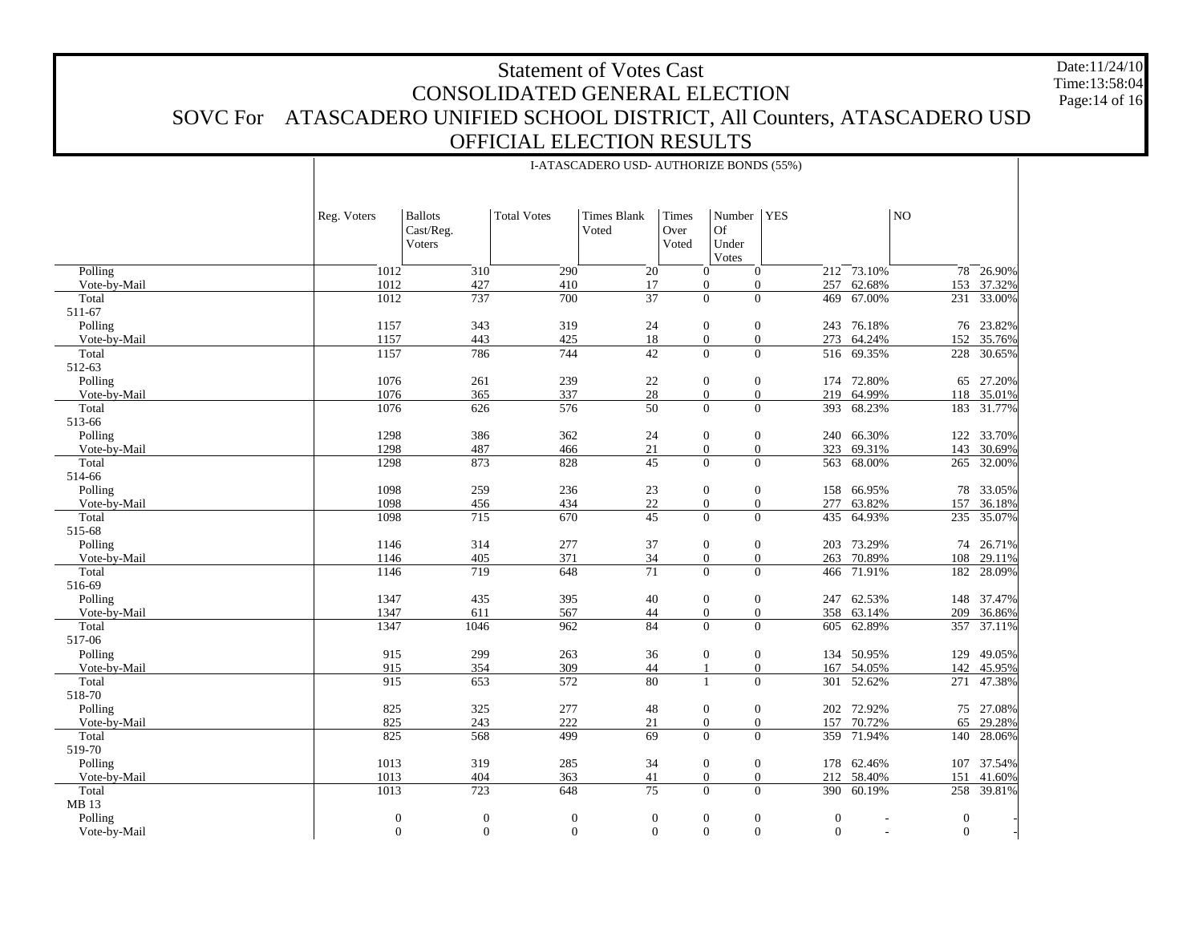# Statement of Votes Cast

## CONSOLIDATED GENERAL ELECTION

## SOVC For ATASCADERO UNIFIED SCHOOL DISTRICT, All Counters, ATASCADERO USD

## OFFICIAL ELECTION RESULTS

Date:11/24/10
Time:13:58:04

| | I-ATASCADERO USD- AUTHORIZE BONDS (55%) | | | | | | | | | |
|---|---|---|---|---|---|---|---|---|---|---|
| | Reg. Voters | Ballots Cast/Reg. Voters | Total Votes | Times Blank Voted | Times Over Voted | Number Of Under Votes | YES | | NO | |
| Polling | 1012 | 310 | 290 | 20 | 0 | 0 | 212 | 73.10% | 78 | 26.90% |
| Vote-by-Mail | 1012 | 427 | 410 | 17 | 0 | 0 | 257 | 62.68% | 153 | 37.32% |
| Total | 1012 | 737 | 700 | 37 | 0 | 0 | 469 | 67.00% | 231 | 33.00% |
| 511-67 | | | | | | | | | | |
| Polling | 1157 | 343 | 319 | 24 | 0 | 0 | 243 | 76.18% | 76 | 23.82% |
| Vote-by-Mail | 1157 | 443 | 425 | 18 | 0 | 0 | 273 | 64.24% | 152 | 35.76% |
| Total | 1157 | 786 | 744 | 42 | 0 | 0 | 516 | 69.35% | 228 | 30.65% |
| 512-63 | | | | | | | | | | |
| Polling | 1076 | 261 | 239 | 22 | 0 | 0 | 174 | 72.80% | 65 | 27.20% |
| Vote-by-Mail | 1076 | 365 | 337 | 28 | 0 | 0 | 219 | 64.99% | 118 | 35.01% |
| Total | 1076 | 626 | 576 | 50 | 0 | 0 | 393 | 68.23% | 183 | 31.77% |
| 513-66 | | | | | | | | | | |
| Polling | 1298 | 386 | 362 | 24 | 0 | 0 | 240 | 66.30% | 122 | 33.70% |
| Vote-by-Mail | 1298 | 487 | 466 | 21 | 0 | 0 | 323 | 69.31% | 143 | 30.69% |
| Total | 1298 | 873 | 828 | 45 | 0 | 0 | 563 | 68.00% | 265 | 32.00% |
| 514-66 | | | | | | | | | | |
| Polling | 1098 | 259 | 236 | 23 | 0 | 0 | 158 | 66.95% | 78 | 33.05% |
| Vote-by-Mail | 1098 | 456 | 434 | 22 | 0 | 0 | 277 | 63.82% | 157 | 36.18% |
| Total | 1098 | 715 | 670 | 45 | 0 | 0 | 435 | 64.93% | 235 | 35.07% |
| 515-68 | | | | | | | | | | |
| Polling | 1146 | 314 | 277 | 37 | 0 | 0 | 203 | 73.29% | 74 | 26.71% |
| Vote-by-Mail | 1146 | 405 | 371 | 34 | 0 | 0 | 263 | 70.89% | 108 | 29.11% |
| Total | 1146 | 719 | 648 | 71 | 0 | 0 | 466 | 71.91% | 182 | 28.09% |
| 516-69 | | | | | | | | | | |
| Polling | 1347 | 435 | 395 | 40 | 0 | 0 | 247 | 62.53% | 148 | 37.47% |
| Vote-by-Mail | 1347 | 611 | 567 | 44 | 0 | 0 | 358 | 63.14% | 209 | 36.86% |
| Total | 1347 | 1046 | 962 | 84 | 0 | 0 | 605 | 62.89% | 357 | 37.11% |
| 517-06 | | | | | | | | | | |
| Polling | 915 | 299 | 263 | 36 | 0 | 0 | 134 | 50.95% | 129 | 49.05% |
| Vote-by-Mail | 915 | 354 | 309 | 44 | 1 | 0 | 167 | 54.05% | 142 | 45.95% |
| Total | 915 | 653 | 572 | 80 | 1 | 0 | 301 | 52.62% | 271 | 47.38% |
| 518-70 | | | | | | | | | | |
| Polling | 825 | 325 | 277 | 48 | 0 | 0 | 202 | 72.92% | 75 | 27.08% |
| Vote-by-Mail | 825 | 243 | 222 | 21 | 0 | 0 | 157 | 70.72% | 65 | 29.28% |
| Total | 825 | 568 | 499 | 69 | 0 | 0 | 359 | 71.94% | 140 | 28.06% |
| 519-70 | | | | | | | | | | |
| Polling | 1013 | 319 | 285 | 34 | 0 | 0 | 178 | 62.46% | 107 | 37.54% |
| Vote-by-Mail | 1013 | 404 | 363 | 41 | 0 | 0 | 212 | 58.40% | 151 | 41.60% |
| Total | 1013 | 723 | 648 | 75 | 0 | 0 | 390 | 60.19% | 258 | 39.81% |
| MB 13 | | | | | | | | | | |
| Polling | 0 | 0 | 0 | 0 | 0 | 0 | 0 | - | 0 | - |
| Vote-by-Mail | 0 | 0 | 0 | 0 | 0 | 0 | 0 | - | 0 | - |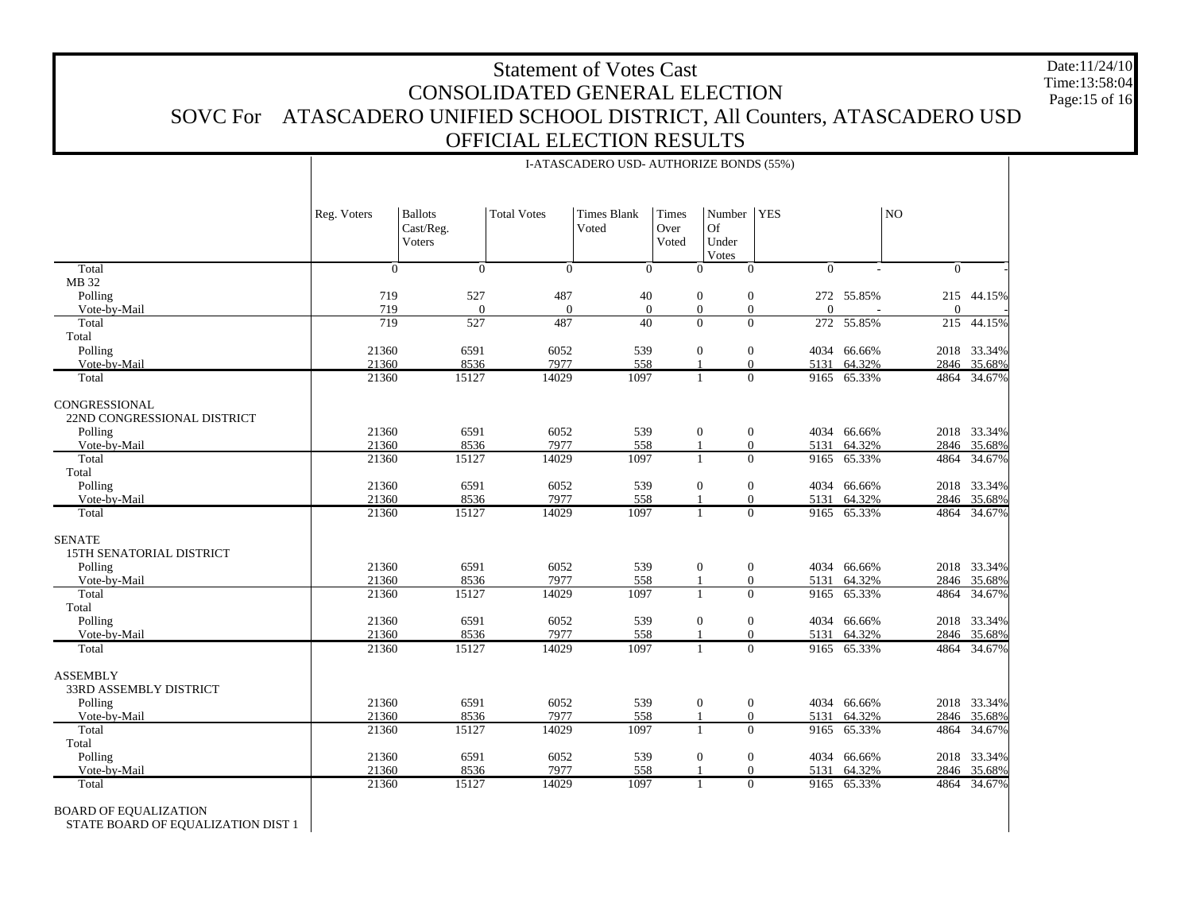# Statement of Votes Cast
## CONSOLIDATED GENERAL ELECTION
## SOVC For ATASCADERO UNIFIED SCHOOL DISTRICT, All Counters, ATASCADERO USD
## OFFICIAL ELECTION RESULTS

Date:11/24/10
Time:13:58:04

I-ATASCADERO USD- AUTHORIZE BONDS (55%)

| | Reg. Voters | Ballots Cast/Reg. Voters | Total Votes | Times Blank Voted | Times Over Voted | Number Of Under Votes | YES | | NO | |
|---|---|---|---|---|---|---|---|---|---|---|
| Total | 0 | 0 | 0 | 0 | 0 | 0 | 0 | - | 0 | - |
| MB 32 | | | | | | | | | | |
| Polling | 719 | 527 | 487 | 40 | 0 | 0 | 272 | 55.85% | 215 | 44.15% |
| Vote-by-Mail | 719 | 0 | 0 | 0 | 0 | 0 | 0 | - | 0 | - |
| Total | 719 | 527 | 487 | 40 | 0 | 0 | 272 | 55.85% | 215 | 44.15% |
| Total | | | | | | | | | | |
| Polling | 21360 | 6591 | 6052 | 539 | 0 | 0 | 4034 | 66.66% | 2018 | 33.34% |
| Vote-by-Mail | 21360 | 8536 | 7977 | 558 | 1 | 0 | 5131 | 64.32% | 2846 | 35.68% |
| Total | 21360 | 15127 | 14029 | 1097 | 1 | 0 | 9165 | 65.33% | 4864 | 34.67% |
| CONGRESSIONAL | | | | | | | | | | |
| 22ND CONGRESSIONAL DISTRICT | | | | | | | | | | |
| Polling | 21360 | 6591 | 6052 | 539 | 0 | 0 | 4034 | 66.66% | 2018 | 33.34% |
| Vote-by-Mail | 21360 | 8536 | 7977 | 558 | 1 | 0 | 5131 | 64.32% | 2846 | 35.68% |
| Total | 21360 | 15127 | 14029 | 1097 | 1 | 0 | 9165 | 65.33% | 4864 | 34.67% |
| Total | | | | | | | | | | |
| Polling | 21360 | 6591 | 6052 | 539 | 0 | 0 | 4034 | 66.66% | 2018 | 33.34% |
| Vote-by-Mail | 21360 | 8536 | 7977 | 558 | 1 | 0 | 5131 | 64.32% | 2846 | 35.68% |
| Total | 21360 | 15127 | 14029 | 1097 | 1 | 0 | 9165 | 65.33% | 4864 | 34.67% |
| SENATE | | | | | | | | | | |
| 15TH SENATORIAL DISTRICT | | | | | | | | | | |
| Polling | 21360 | 6591 | 6052 | 539 | 0 | 0 | 4034 | 66.66% | 2018 | 33.34% |
| Vote-by-Mail | 21360 | 8536 | 7977 | 558 | 1 | 0 | 5131 | 64.32% | 2846 | 35.68% |
| Total | 21360 | 15127 | 14029 | 1097 | 1 | 0 | 9165 | 65.33% | 4864 | 34.67% |
| Total | | | | | | | | | | |
| Polling | 21360 | 6591 | 6052 | 539 | 0 | 0 | 4034 | 66.66% | 2018 | 33.34% |
| Vote-by-Mail | 21360 | 8536 | 7977 | 558 | 1 | 0 | 5131 | 64.32% | 2846 | 35.68% |
| Total | 21360 | 15127 | 14029 | 1097 | 1 | 0 | 9165 | 65.33% | 4864 | 34.67% |
| ASSEMBLY | | | | | | | | | | |
| 33RD ASSEMBLY DISTRICT | | | | | | | | | | |
| Polling | 21360 | 6591 | 6052 | 539 | 0 | 0 | 4034 | 66.66% | 2018 | 33.34% |
| Vote-by-Mail | 21360 | 8536 | 7977 | 558 | 1 | 0 | 5131 | 64.32% | 2846 | 35.68% |
| Total | 21360 | 15127 | 14029 | 1097 | 1 | 0 | 9165 | 65.33% | 4864 | 34.67% |
| Total | | | | | | | | | | |
| Polling | 21360 | 6591 | 6052 | 539 | 0 | 0 | 4034 | 66.66% | 2018 | 33.34% |
| Vote-by-Mail | 21360 | 8536 | 7977 | 558 | 1 | 0 | 5131 | 64.32% | 2846 | 35.68% |
| Total | 21360 | 15127 | 14029 | 1097 | 1 | 0 | 9165 | 65.33% | 4864 | 34.67% |
| BOARD OF EQUALIZATION | | | | | | | | | | |
| STATE BOARD OF EQUALIZATION DIST 1 | | | | | | | | | | |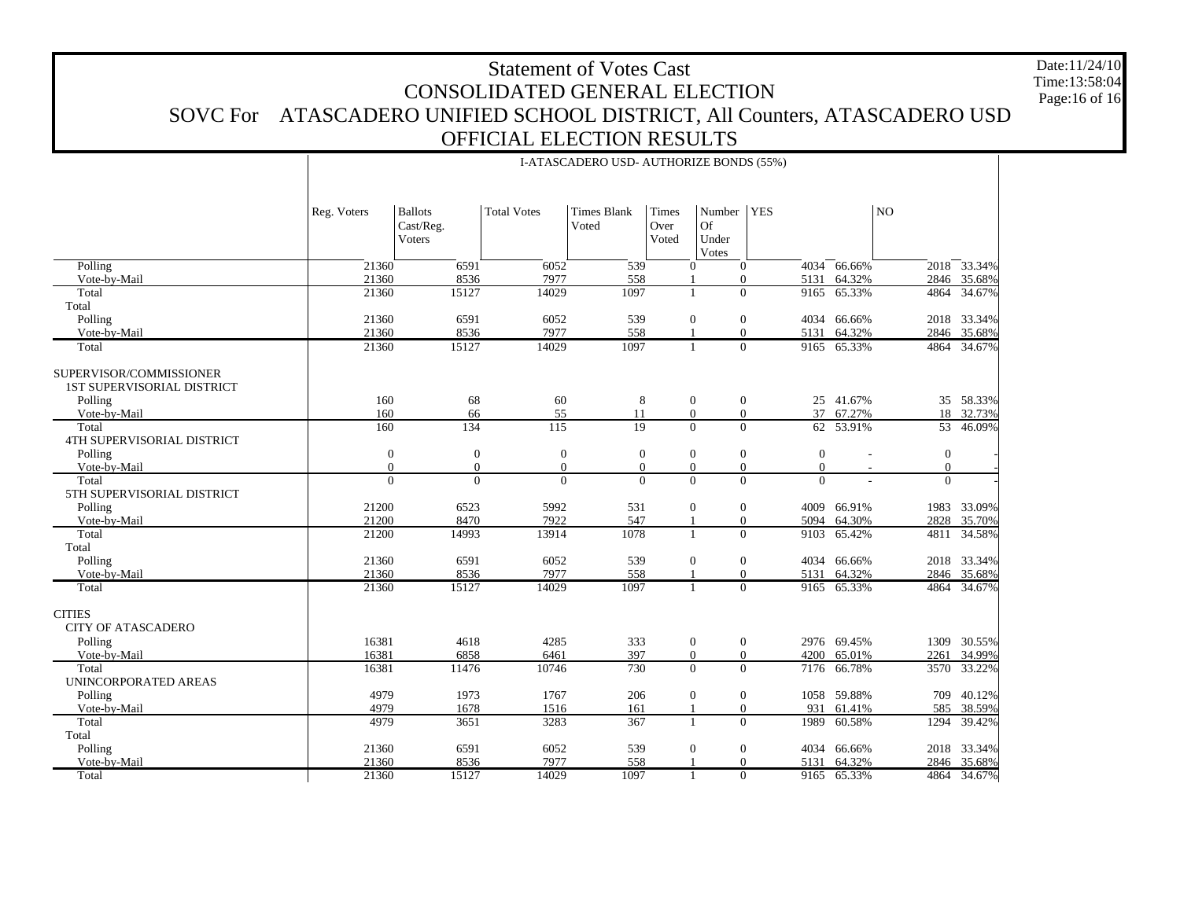# Statement of Votes Cast

## CONSOLIDATED GENERAL ELECTION

## SOVC For ATASCADERO UNIFIED SCHOOL DISTRICT, All Counters, ATASCADERO USD

## OFFICIAL ELECTION RESULTS

Date:11/24/10
Time:13:58:04

I-ATASCADERO USD- AUTHORIZE BONDS (55%)

| | Reg. Voters | Ballots Cast/Reg. Voters | Total Votes | Times Blank Voted | Times Over Voted | Number Of Under Votes | YES | | NO | |
|---|---|---|---|---|---|---|---|---|---|---|
| Polling | 21360 | 6591 | 6052 | 539 | 0 | 0 | 4034 | 66.66% | 2018 | 33.34% |
| Vote-by-Mail | 21360 | 8536 | 7977 | 558 | 1 | 0 | 5131 | 64.32% | 2846 | 35.68% |
| Total | 21360 | 15127 | 14029 | 1097 | 1 | 0 | 9165 | 65.33% | 4864 | 34.67% |
| Total | | | | | | | | | | |
| Polling | 21360 | 6591 | 6052 | 539 | 0 | 0 | 4034 | 66.66% | 2018 | 33.34% |
| Vote-by-Mail | 21360 | 8536 | 7977 | 558 | 1 | 0 | 5131 | 64.32% | 2846 | 35.68% |
| Total | 21360 | 15127 | 14029 | 1097 | 1 | 0 | 9165 | 65.33% | 4864 | 34.67% |
| SUPERVISOR/COMMISSIONER | | | | | | | | | | |
| 1ST SUPERVISORIAL DISTRICT | | | | | | | | | | |
| Polling | 160 | 68 | 60 | 8 | 0 | 0 | 25 | 41.67% | 35 | 58.33% |
| Vote-by-Mail | 160 | 66 | 55 | 11 | 0 | 0 | 37 | 67.27% | 18 | 32.73% |
| Total | 160 | 134 | 115 | 19 | 0 | 0 | 62 | 53.91% | 53 | 46.09% |
| 4TH SUPERVISORIAL DISTRICT | | | | | | | | | | |
| Polling | 0 | 0 | 0 | 0 | 0 | 0 | 0 | - | 0 | - |
| Vote-by-Mail | 0 | 0 | 0 | 0 | 0 | 0 | 0 | - | 0 | - |
| Total | 0 | 0 | 0 | 0 | 0 | 0 | 0 | - | 0 | - |
| 5TH SUPERVISORIAL DISTRICT | | | | | | | | | | |
| Polling | 21200 | 6523 | 5992 | 531 | 0 | 0 | 4009 | 66.91% | 1983 | 33.09% |
| Vote-by-Mail | 21200 | 8470 | 7922 | 547 | 1 | 0 | 5094 | 64.30% | 2828 | 35.70% |
| Total | 21200 | 14993 | 13914 | 1078 | 1 | 0 | 9103 | 65.42% | 4811 | 34.58% |
| Total | | | | | | | | | | |
| Polling | 21360 | 6591 | 6052 | 539 | 0 | 0 | 4034 | 66.66% | 2018 | 33.34% |
| Vote-by-Mail | 21360 | 8536 | 7977 | 558 | 1 | 0 | 5131 | 64.32% | 2846 | 35.68% |
| Total | 21360 | 15127 | 14029 | 1097 | 1 | 0 | 9165 | 65.33% | 4864 | 34.67% |
| CITIES | | | | | | | | | | |
| CITY OF ATASCADERO | | | | | | | | | | |
| Polling | 16381 | 4618 | 4285 | 333 | 0 | 0 | 2976 | 69.45% | 1309 | 30.55% |
| Vote-by-Mail | 16381 | 6858 | 6461 | 397 | 0 | 0 | 4200 | 65.01% | 2261 | 34.99% |
| Total | 16381 | 11476 | 10746 | 730 | 0 | 0 | 7176 | 66.78% | 3570 | 33.22% |
| UNINCORPORATED AREAS | | | | | | | | | | |
| Polling | 4979 | 1973 | 1767 | 206 | 0 | 0 | 1058 | 59.88% | 709 | 40.12% |
| Vote-by-Mail | 4979 | 1678 | 1516 | 161 | 1 | 0 | 931 | 61.41% | 585 | 38.59% |
| Total | 4979 | 3651 | 3283 | 367 | 1 | 0 | 1989 | 60.58% | 1294 | 39.42% |
| Total | | | | | | | | | | |
| Polling | 21360 | 6591 | 6052 | 539 | 0 | 0 | 4034 | 66.66% | 2018 | 33.34% |
| Vote-by-Mail | 21360 | 8536 | 7977 | 558 | 1 | 0 | 5131 | 64.32% | 2846 | 35.68% |
| Total | 21360 | 15127 | 14029 | 1097 | 1 | 0 | 9165 | 65.33% | 4864 | 34.67% |